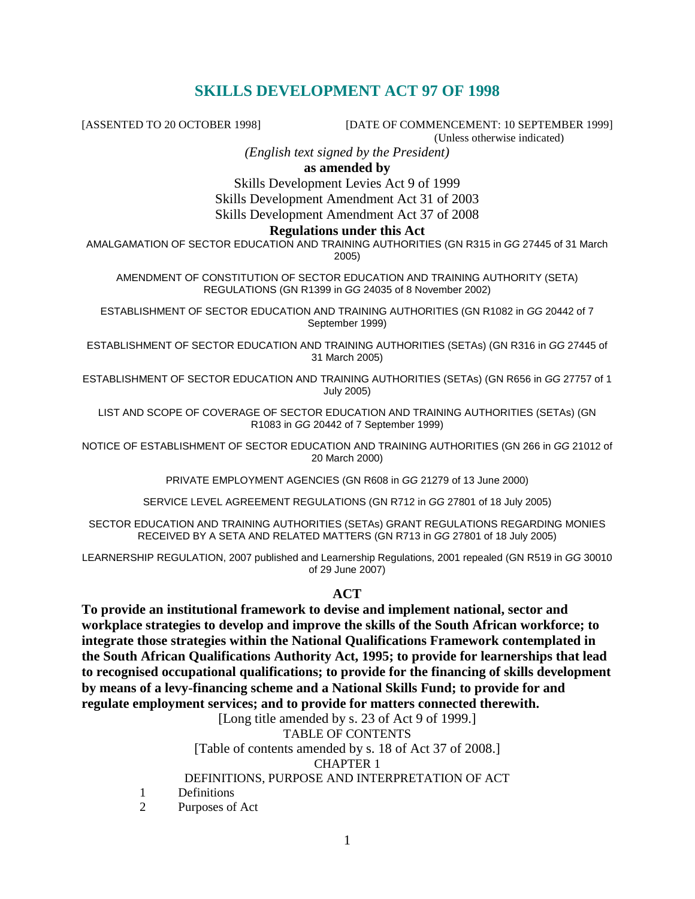# SKILLS DEVELOPMENT ACT 97 OF 1998

[ASSENTED TO 20 OCTOBER 1998] [DATE OF COMMENCEMENT: 10 SEPTEMBER 1999]
(Unless otherwise indicated)

*(English text signed by the President)*

**as amended by**

Skills Development Levies Act 9 of 1999
Skills Development Amendment Act 31 of 2003
Skills Development Amendment Act 37 of 2008

**Regulations under this Act**

AMALGAMATION OF SECTOR EDUCATION AND TRAINING AUTHORITIES (GN R315 in *GG* 27445 of 31 March 2005)

AMENDMENT OF CONSTITUTION OF SECTOR EDUCATION AND TRAINING AUTHORITY (SETA) REGULATIONS (GN R1399 in *GG* 24035 of 8 November 2002)

ESTABLISHMENT OF SECTOR EDUCATION AND TRAINING AUTHORITIES (GN R1082 in *GG* 20442 of 7 September 1999)

ESTABLISHMENT OF SECTOR EDUCATION AND TRAINING AUTHORITIES (SETAs) (GN R316 in *GG* 27445 of 31 March 2005)

ESTABLISHMENT OF SECTOR EDUCATION AND TRAINING AUTHORITIES (SETAs) (GN R656 in *GG* 27757 of 1 July 2005)

LIST AND SCOPE OF COVERAGE OF SECTOR EDUCATION AND TRAINING AUTHORITIES (SETAs) (GN R1083 in *GG* 20442 of 7 September 1999)

NOTICE OF ESTABLISHMENT OF SECTOR EDUCATION AND TRAINING AUTHORITIES (GN 266 in *GG* 21012 of 20 March 2000)

PRIVATE EMPLOYMENT AGENCIES (GN R608 in *GG* 21279 of 13 June 2000)

SERVICE LEVEL AGREEMENT REGULATIONS (GN R712 in *GG* 27801 of 18 July 2005)

SECTOR EDUCATION AND TRAINING AUTHORITIES (SETAs) GRANT REGULATIONS REGARDING MONIES RECEIVED BY A SETA AND RELATED MATTERS (GN R713 in *GG* 27801 of 18 July 2005)

LEARNERSHIP REGULATION, 2007 published and Learnership Regulations, 2001 repealed (GN R519 in *GG* 30010 of 29 June 2007)

## ACT

**To provide an institutional framework to devise and implement national, sector and workplace strategies to develop and improve the skills of the South African workforce; to integrate those strategies within the National Qualifications Framework contemplated in the South African Qualifications Authority Act, 1995; to provide for learnerships that lead to recognised occupational qualifications; to provide for the financing of skills development by means of a levy-financing scheme and a National Skills Fund; to provide for and regulate employment services; and to provide for matters connected therewith.**

[Long title amended by s. 23 of Act 9 of 1999.]

TABLE OF CONTENTS

[Table of contents amended by s. 18 of Act 37 of 2008.]

CHAPTER 1

DEFINITIONS, PURPOSE AND INTERPRETATION OF ACT

1 Definitions
2 Purposes of Act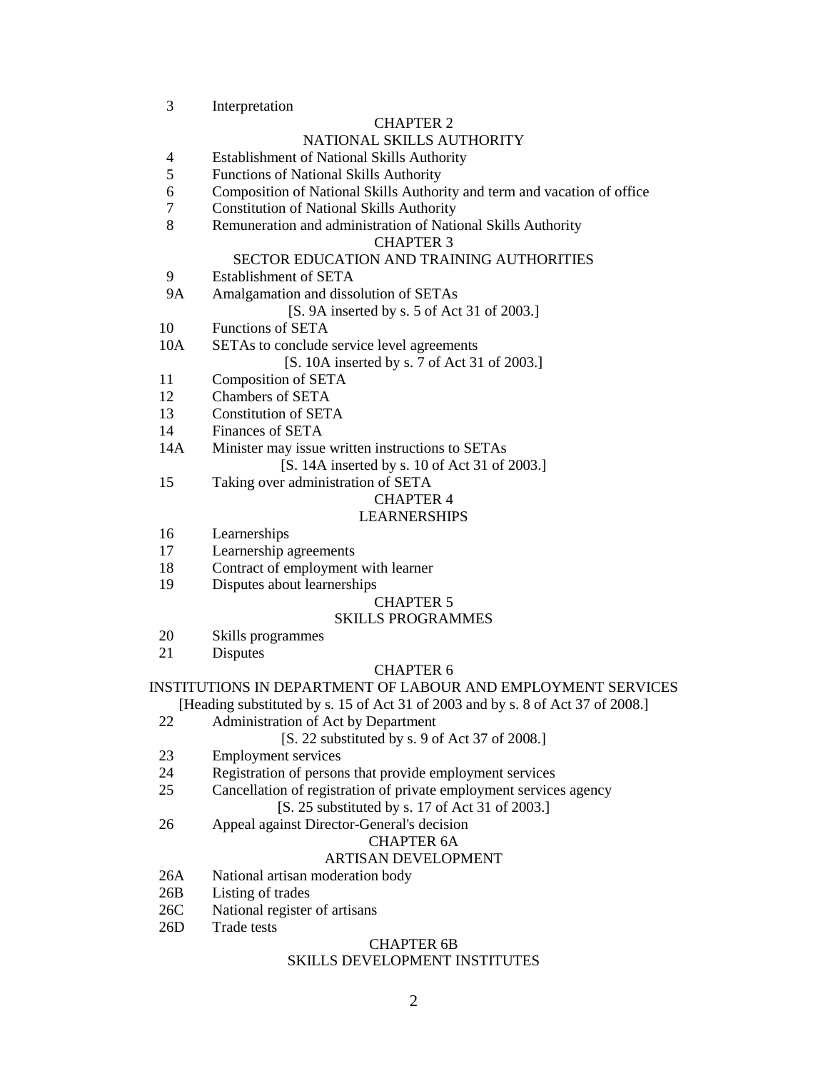3 Interpretation

CHAPTER 2

NATIONAL SKILLS AUTHORITY

4 Establishment of National Skills Authority

5 Functions of National Skills Authority

6 Composition of National Skills Authority and term and vacation of office

7 Constitution of National Skills Authority

8 Remuneration and administration of National Skills Authority

CHAPTER 3

SECTOR EDUCATION AND TRAINING AUTHORITIES

9 Establishment of SETA

9A Amalgamation and dissolution of SETAs

[S. 9A inserted by s. 5 of Act 31 of 2003.]

10 Functions of SETA

10A SETAs to conclude service level agreements

[S. 10A inserted by s. 7 of Act 31 of 2003.]

11 Composition of SETA

12 Chambers of SETA

13 Constitution of SETA

14 Finances of SETA

14A Minister may issue written instructions to SETAs

[S. 14A inserted by s. 10 of Act 31 of 2003.]

15 Taking over administration of SETA

CHAPTER 4

LEARNERSHIPS

16 Learnerships

17 Learnership agreements

18 Contract of employment with learner

19 Disputes about learnerships

CHAPTER 5

SKILLS PROGRAMMES

20 Skills programmes

21 Disputes

CHAPTER 6

INSTITUTIONS IN DEPARTMENT OF LABOUR AND EMPLOYMENT SERVICES

[Heading substituted by s. 15 of Act 31 of 2003 and by s. 8 of Act 37 of 2008.]

22 Administration of Act by Department

[S. 22 substituted by s. 9 of Act 37 of 2008.]

23 Employment services

24 Registration of persons that provide employment services

25 Cancellation of registration of private employment services agency

[S. 25 substituted by s. 17 of Act 31 of 2003.]

26 Appeal against Director-General's decision

CHAPTER 6A

ARTISAN DEVELOPMENT

26A National artisan moderation body

26B Listing of trades

26C National register of artisans

26D Trade tests

CHAPTER 6B

SKILLS DEVELOPMENT INSTITUTES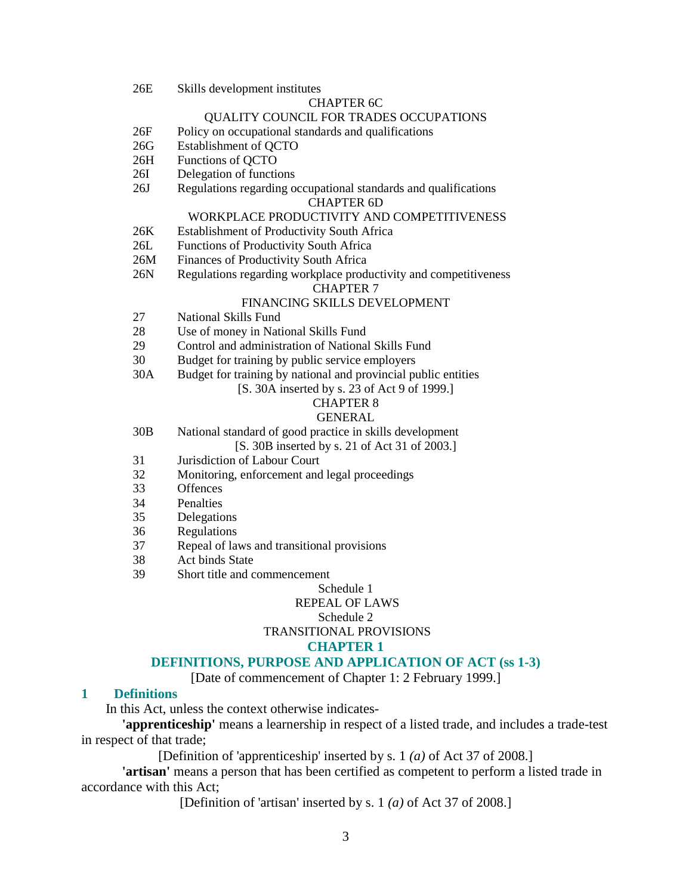26E Skills development institutes

CHAPTER 6C

QUALITY COUNCIL FOR TRADES OCCUPATIONS

26F Policy on occupational standards and qualifications

26G Establishment of QCTO

26H Functions of QCTO

26I Delegation of functions

26J Regulations regarding occupational standards and qualifications

CHAPTER 6D

WORKPLACE PRODUCTIVITY AND COMPETITIVENESS

26K Establishment of Productivity South Africa

26L Functions of Productivity South Africa

26M Finances of Productivity South Africa

26N Regulations regarding workplace productivity and competitiveness

CHAPTER 7

FINANCING SKILLS DEVELOPMENT

27 National Skills Fund

28 Use of money in National Skills Fund

29 Control and administration of National Skills Fund

30 Budget for training by public service employers

30A Budget for training by national and provincial public entities

[S. 30A inserted by s. 23 of Act 9 of 1999.]

CHAPTER 8

GENERAL

30B National standard of good practice in skills development

[S. 30B inserted by s. 21 of Act 31 of 2003.]

31 Jurisdiction of Labour Court

32 Monitoring, enforcement and legal proceedings

33 Offences

34 Penalties

35 Delegations

36 Regulations

37 Repeal of laws and transitional provisions

38 Act binds State

39 Short title and commencement

Schedule 1

REPEAL OF LAWS

Schedule 2

TRANSITIONAL PROVISIONS

## CHAPTER 1

## DEFINITIONS, PURPOSE AND APPLICATION OF ACT (ss 1-3)

[Date of commencement of Chapter 1: 2 February 1999.]

### 1 Definitions

In this Act, unless the context otherwise indicates-

**'apprenticeship'** means a learnership in respect of a listed trade, and includes a trade-test in respect of that trade;

[Definition of 'apprenticeship' inserted by s. 1 *(a)* of Act 37 of 2008.]

**'artisan'** means a person that has been certified as competent to perform a listed trade in accordance with this Act;

[Definition of 'artisan' inserted by s. 1 *(a)* of Act 37 of 2008.]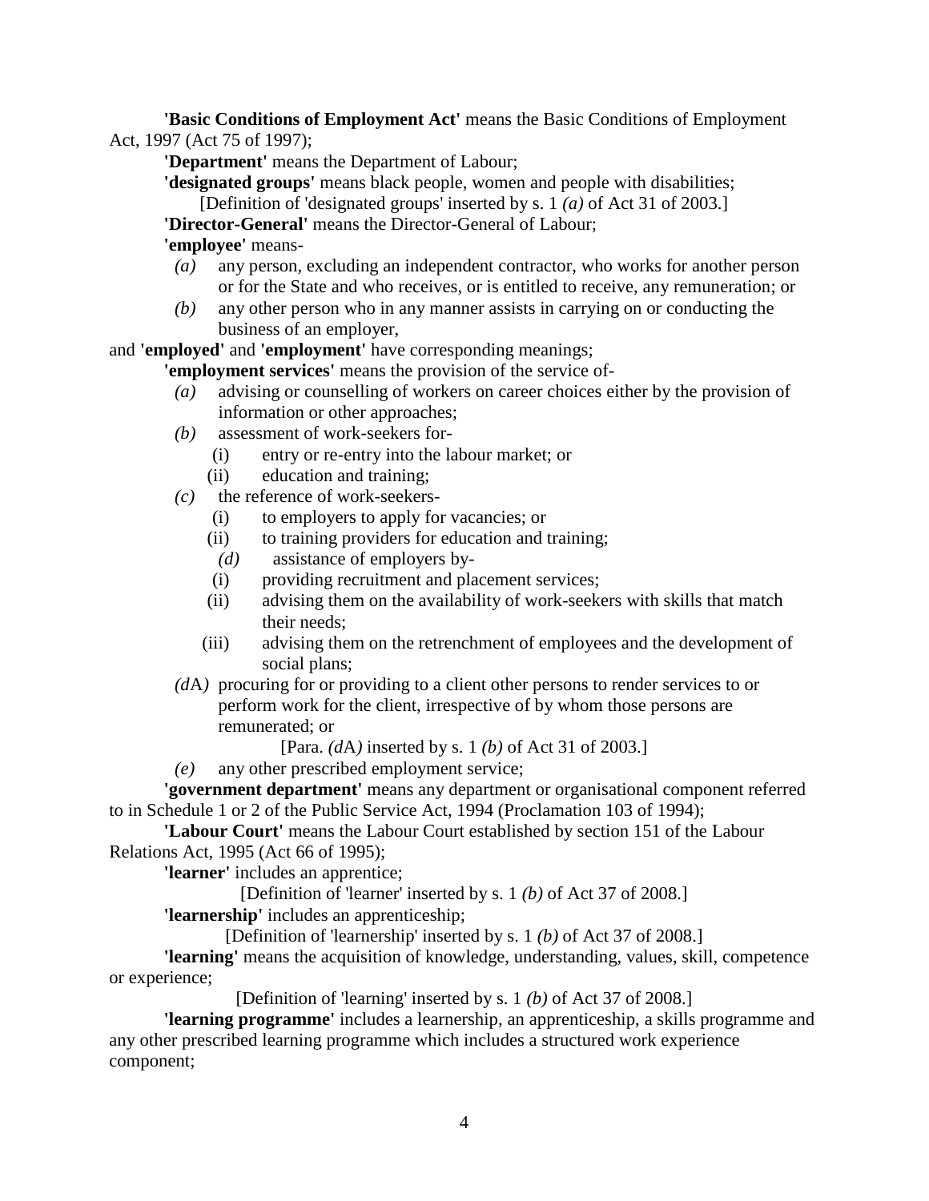**'Basic Conditions of Employment Act'** means the Basic Conditions of Employment Act, 1997 (Act 75 of 1997);

**'Department'** means the Department of Labour;

**'designated groups'** means black people, women and people with disabilities;

[Definition of 'designated groups' inserted by s. 1 *(a)* of Act 31 of 2003.]

**'Director-General'** means the Director-General of Labour;

**'employee'** means-

*(a)* any person, excluding an independent contractor, who works for another person or for the State and who receives, or is entitled to receive, any remuneration; or

*(b)* any other person who in any manner assists in carrying on or conducting the business of an employer,

and **'employed'** and **'employment'** have corresponding meanings;

**'employment services'** means the provision of the service of-

*(a)* advising or counselling of workers on career choices either by the provision of information or other approaches;

*(b)* assessment of work-seekers for-

(i) entry or re-entry into the labour market; or

(ii) education and training;

*(c)* the reference of work-seekers-

(i) to employers to apply for vacancies; or

(ii) to training providers for education and training;

*(d)* assistance of employers by-

(i) providing recruitment and placement services;

(ii) advising them on the availability of work-seekers with skills that match their needs;

(iii) advising them on the retrenchment of employees and the development of social plans;

*(d*A*)* procuring for or providing to a client other persons to render services to or perform work for the client, irrespective of by whom those persons are remunerated; or

[Para. *(d*A*)* inserted by s. 1 *(b)* of Act 31 of 2003.]

*(e)* any other prescribed employment service;

**'government department'** means any department or organisational component referred to in Schedule 1 or 2 of the Public Service Act, 1994 (Proclamation 103 of 1994);

**'Labour Court'** means the Labour Court established by section 151 of the Labour Relations Act, 1995 (Act 66 of 1995);

**'learner'** includes an apprentice;

[Definition of 'learner' inserted by s. 1 *(b)* of Act 37 of 2008.]

**'learnership'** includes an apprenticeship;

[Definition of 'learnership' inserted by s. 1 *(b)* of Act 37 of 2008.]

**'learning'** means the acquisition of knowledge, understanding, values, skill, competence or experience;

[Definition of 'learning' inserted by s. 1 *(b)* of Act 37 of 2008.]

**'learning programme'** includes a learnership, an apprenticeship, a skills programme and any other prescribed learning programme which includes a structured work experience component;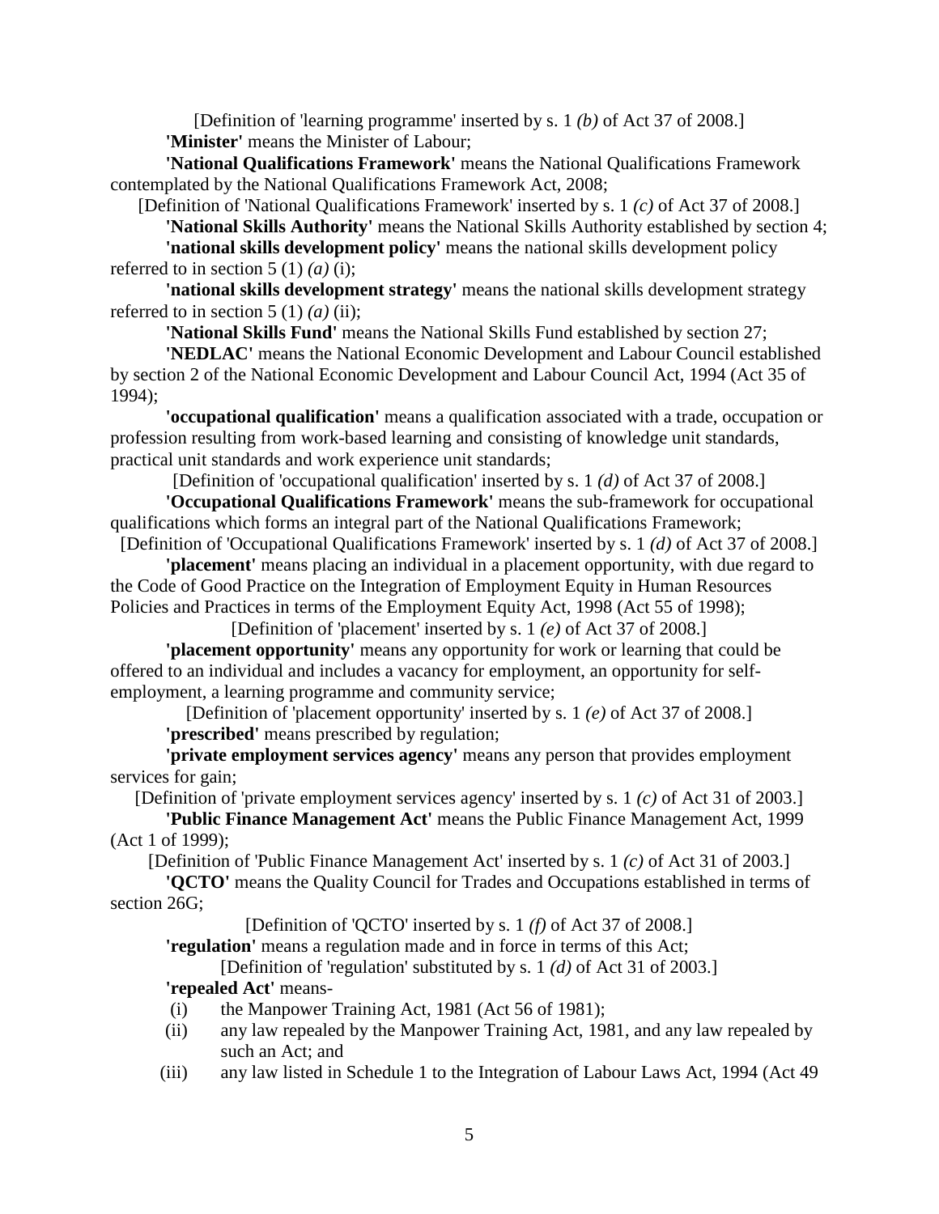[Definition of 'learning programme' inserted by s. 1 *(b)* of Act 37 of 2008.]

**'Minister'** means the Minister of Labour;

**'National Qualifications Framework'** means the National Qualifications Framework contemplated by the National Qualifications Framework Act, 2008;

[Definition of 'National Qualifications Framework' inserted by s. 1 *(c)* of Act 37 of 2008.]

**'National Skills Authority'** means the National Skills Authority established by section 4;

**'national skills development policy'** means the national skills development policy referred to in section 5 (1) *(a)* (i);

**'national skills development strategy'** means the national skills development strategy referred to in section 5 (1) *(a)* (ii);

**'National Skills Fund'** means the National Skills Fund established by section 27;

**'NEDLAC'** means the National Economic Development and Labour Council established by section 2 of the National Economic Development and Labour Council Act, 1994 (Act 35 of 1994);

**'occupational qualification'** means a qualification associated with a trade, occupation or profession resulting from work-based learning and consisting of knowledge unit standards, practical unit standards and work experience unit standards;

[Definition of 'occupational qualification' inserted by s. 1 *(d)* of Act 37 of 2008.]

**'Occupational Qualifications Framework'** means the sub-framework for occupational qualifications which forms an integral part of the National Qualifications Framework;

[Definition of 'Occupational Qualifications Framework' inserted by s. 1 *(d)* of Act 37 of 2008.]

**'placement'** means placing an individual in a placement opportunity, with due regard to the Code of Good Practice on the Integration of Employment Equity in Human Resources Policies and Practices in terms of the Employment Equity Act, 1998 (Act 55 of 1998);

[Definition of 'placement' inserted by s. 1 *(e)* of Act 37 of 2008.]

**'placement opportunity'** means any opportunity for work or learning that could be offered to an individual and includes a vacancy for employment, an opportunity for self-employment, a learning programme and community service;

[Definition of 'placement opportunity' inserted by s. 1 *(e)* of Act 37 of 2008.]

**'prescribed'** means prescribed by regulation;

**'private employment services agency'** means any person that provides employment services for gain;

[Definition of 'private employment services agency' inserted by s. 1 *(c)* of Act 31 of 2003.]

**'Public Finance Management Act'** means the Public Finance Management Act, 1999 (Act 1 of 1999);

[Definition of 'Public Finance Management Act' inserted by s. 1 *(c)* of Act 31 of 2003.]

**'QCTO'** means the Quality Council for Trades and Occupations established in terms of section 26G;

[Definition of 'QCTO' inserted by s. 1 *(f)* of Act 37 of 2008.]

**'regulation'** means a regulation made and in force in terms of this Act;

[Definition of 'regulation' substituted by s. 1 *(d)* of Act 31 of 2003.]

**'repealed Act'** means-

(i) the Manpower Training Act, 1981 (Act 56 of 1981);

(ii) any law repealed by the Manpower Training Act, 1981, and any law repealed by such an Act; and

(iii) any law listed in Schedule 1 to the Integration of Labour Laws Act, 1994 (Act 49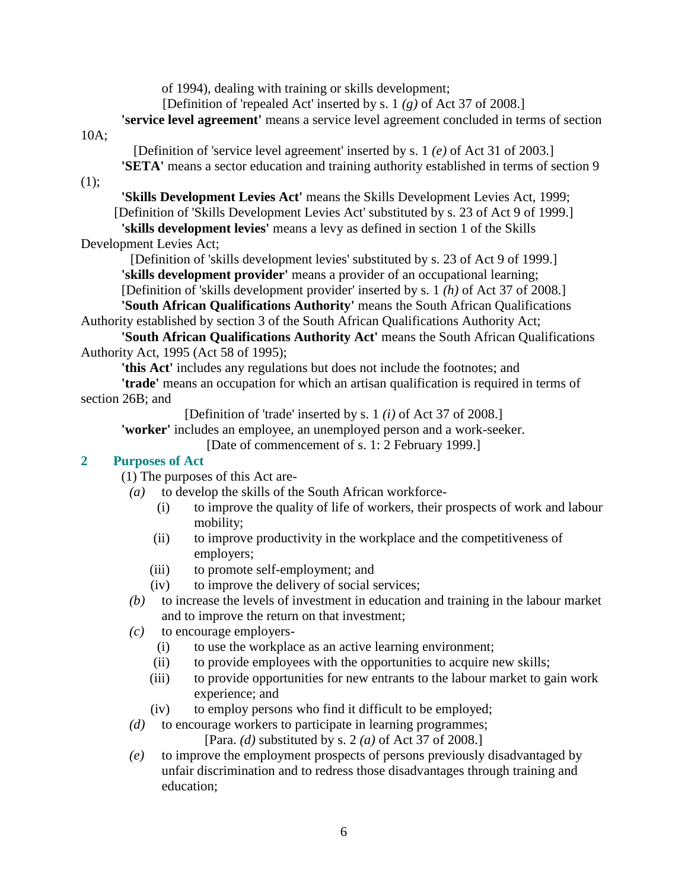of 1994), dealing with training or skills development;

[Definition of 'repealed Act' inserted by s. 1 *(g)* of Act 37 of 2008.]

**'service level agreement'** means a service level agreement concluded in terms of section 10A;

[Definition of 'service level agreement' inserted by s. 1 *(e)* of Act 31 of 2003.]

**'SETA'** means a sector education and training authority established in terms of section 9 (1);

**'Skills Development Levies Act'** means the Skills Development Levies Act, 1999;

[Definition of 'Skills Development Levies Act' substituted by s. 23 of Act 9 of 1999.]

**'skills development levies'** means a levy as defined in section 1 of the Skills Development Levies Act;

[Definition of 'skills development levies' substituted by s. 23 of Act 9 of 1999.]

**'skills development provider'** means a provider of an occupational learning;

[Definition of 'skills development provider' inserted by s. 1 *(h)* of Act 37 of 2008.]

**'South African Qualifications Authority'** means the South African Qualifications Authority established by section 3 of the South African Qualifications Authority Act;

**'South African Qualifications Authority Act'** means the South African Qualifications Authority Act, 1995 (Act 58 of 1995);

**'this Act'** includes any regulations but does not include the footnotes; and

**'trade'** means an occupation for which an artisan qualification is required in terms of section 26B; and

[Definition of 'trade' inserted by s. 1 *(i)* of Act 37 of 2008.]

**'worker'** includes an employee, an unemployed person and a work-seeker.

[Date of commencement of s. 1: 2 February 1999.]

## 2 Purposes of Act

(1) The purposes of this Act are-

*(a)* to develop the skills of the South African workforce-

(i) to improve the quality of life of workers, their prospects of work and labour mobility;

(ii) to improve productivity in the workplace and the competitiveness of employers;

(iii) to promote self-employment; and

(iv) to improve the delivery of social services;

*(b)* to increase the levels of investment in education and training in the labour market and to improve the return on that investment;

*(c)* to encourage employers-

(i) to use the workplace as an active learning environment;

(ii) to provide employees with the opportunities to acquire new skills;

(iii) to provide opportunities for new entrants to the labour market to gain work experience; and

(iv) to employ persons who find it difficult to be employed;

*(d)* to encourage workers to participate in learning programmes;

[Para. *(d)* substituted by s. 2 *(a)* of Act 37 of 2008.]

*(e)* to improve the employment prospects of persons previously disadvantaged by unfair discrimination and to redress those disadvantages through training and education;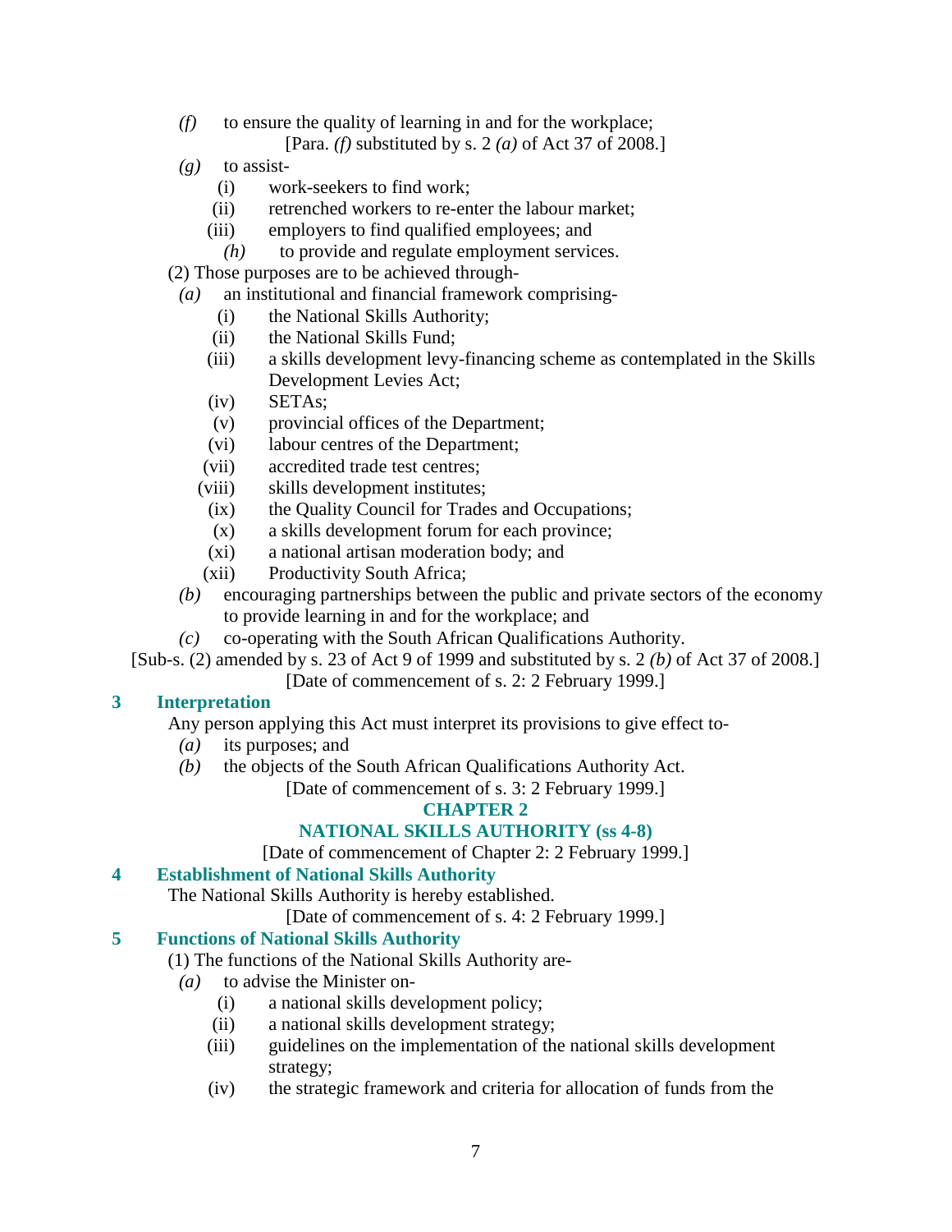*(f)* to ensure the quality of learning in and for the workplace;

[Para. *(f)* substituted by s. 2 *(a)* of Act 37 of 2008.]

*(g)* to assist-

(i) work-seekers to find work;

(ii) retrenched workers to re-enter the labour market;

(iii) employers to find qualified employees; and

*(h)* to provide and regulate employment services.

(2) Those purposes are to be achieved through-

*(a)* an institutional and financial framework comprising-

(i) the National Skills Authority;

(ii) the National Skills Fund;

(iii) a skills development levy-financing scheme as contemplated in the Skills Development Levies Act;

(iv) SETAs;

(v) provincial offices of the Department;

(vi) labour centres of the Department;

(vii) accredited trade test centres;

(viii) skills development institutes;

(ix) the Quality Council for Trades and Occupations;

(x) a skills development forum for each province;

(xi) a national artisan moderation body; and

(xii) Productivity South Africa;

*(b)* encouraging partnerships between the public and private sectors of the economy to provide learning in and for the workplace; and

*(c)* co-operating with the South African Qualifications Authority.

[Sub-s. (2) amended by s. 23 of Act 9 of 1999 and substituted by s. 2 *(b)* of Act 37 of 2008.]

[Date of commencement of s. 2: 2 February 1999.]

### 3 Interpretation

Any person applying this Act must interpret its provisions to give effect to-

*(a)* its purposes; and

*(b)* the objects of the South African Qualifications Authority Act.

[Date of commencement of s. 3: 2 February 1999.]

## CHAPTER 2
## NATIONAL SKILLS AUTHORITY (ss 4-8)

[Date of commencement of Chapter 2: 2 February 1999.]

### 4 Establishment of National Skills Authority

The National Skills Authority is hereby established.

[Date of commencement of s. 4: 2 February 1999.]

### 5 Functions of National Skills Authority

(1) The functions of the National Skills Authority are-

*(a)* to advise the Minister on-

(i) a national skills development policy;

(ii) a national skills development strategy;

(iii) guidelines on the implementation of the national skills development strategy;

(iv) the strategic framework and criteria for allocation of funds from the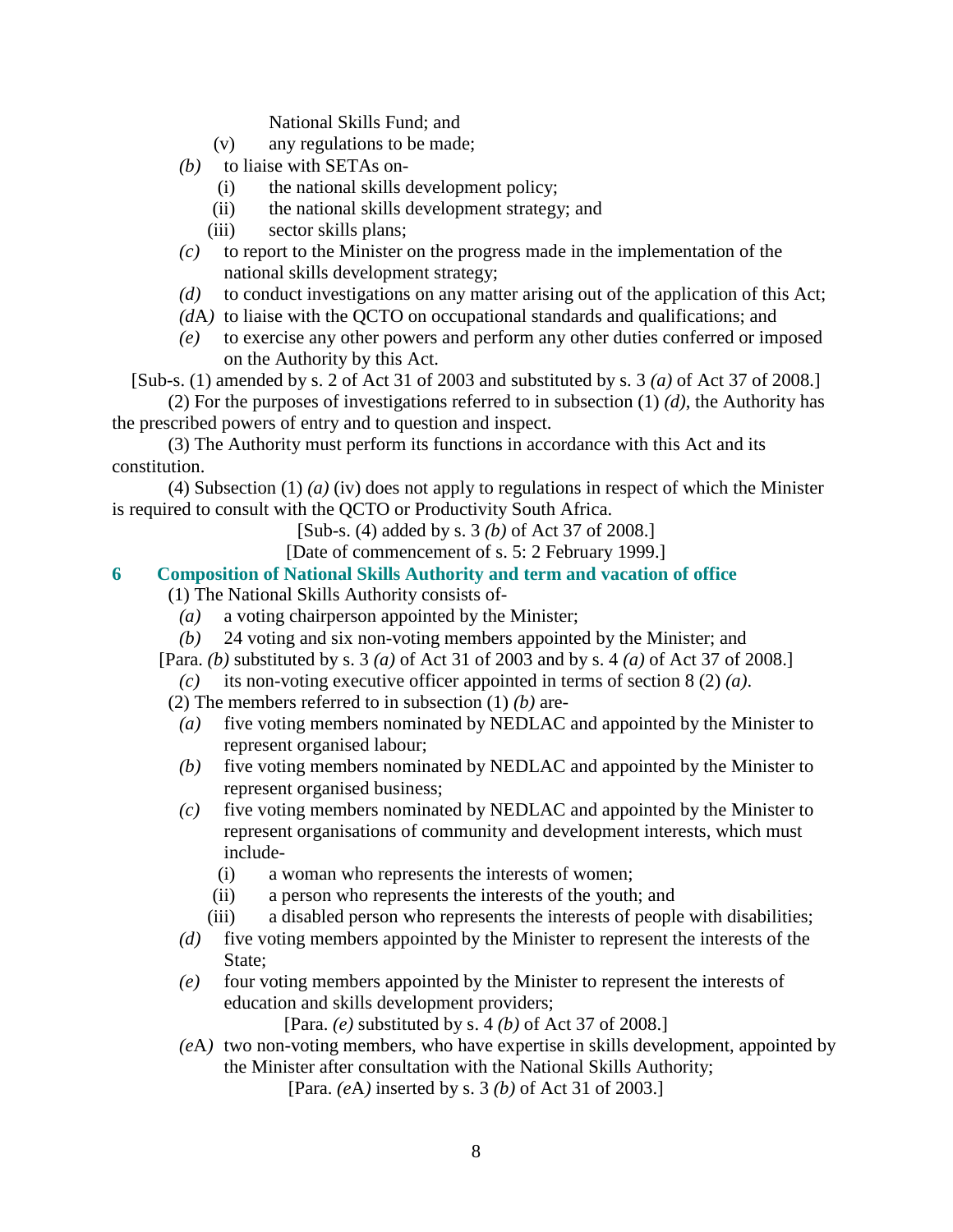National Skills Fund; and

(v) any regulations to be made;

*(b)* to liaise with SETAs on-

(i) the national skills development policy;

(ii) the national skills development strategy; and

(iii) sector skills plans;

*(c)* to report to the Minister on the progress made in the implementation of the national skills development strategy;

*(d)* to conduct investigations on any matter arising out of the application of this Act;

*(d*A*)* to liaise with the QCTO on occupational standards and qualifications; and

*(e)* to exercise any other powers and perform any other duties conferred or imposed on the Authority by this Act.

[Sub-s. (1) amended by s. 2 of Act 31 of 2003 and substituted by s. 3 *(a)* of Act 37 of 2008.]

(2) For the purposes of investigations referred to in subsection (1) *(d)*, the Authority has the prescribed powers of entry and to question and inspect.

(3) The Authority must perform its functions in accordance with this Act and its constitution.

(4) Subsection (1) *(a)* (iv) does not apply to regulations in respect of which the Minister is required to consult with the QCTO or Productivity South Africa.

[Sub-s. (4) added by s. 3 *(b)* of Act 37 of 2008.]

[Date of commencement of s. 5: 2 February 1999.]

## 6 Composition of National Skills Authority and term and vacation of office

(1) The National Skills Authority consists of-

*(a)* a voting chairperson appointed by the Minister;

*(b)* 24 voting and six non-voting members appointed by the Minister; and

[Para. *(b)* substituted by s. 3 *(a)* of Act 31 of 2003 and by s. 4 *(a)* of Act 37 of 2008.]

*(c)* its non-voting executive officer appointed in terms of section 8 (2) *(a)*.

(2) The members referred to in subsection (1) *(b)* are-

*(a)* five voting members nominated by NEDLAC and appointed by the Minister to represent organised labour;

*(b)* five voting members nominated by NEDLAC and appointed by the Minister to represent organised business;

*(c)* five voting members nominated by NEDLAC and appointed by the Minister to represent organisations of community and development interests, which must include-

(i) a woman who represents the interests of women;

(ii) a person who represents the interests of the youth; and

(iii) a disabled person who represents the interests of people with disabilities;

*(d)* five voting members appointed by the Minister to represent the interests of the State;

*(e)* four voting members appointed by the Minister to represent the interests of education and skills development providers;

[Para. *(e)* substituted by s. 4 *(b)* of Act 37 of 2008.]

*(e*A*)* two non-voting members, who have expertise in skills development, appointed by the Minister after consultation with the National Skills Authority;

[Para. *(e*A*)* inserted by s. 3 *(b)* of Act 31 of 2003.]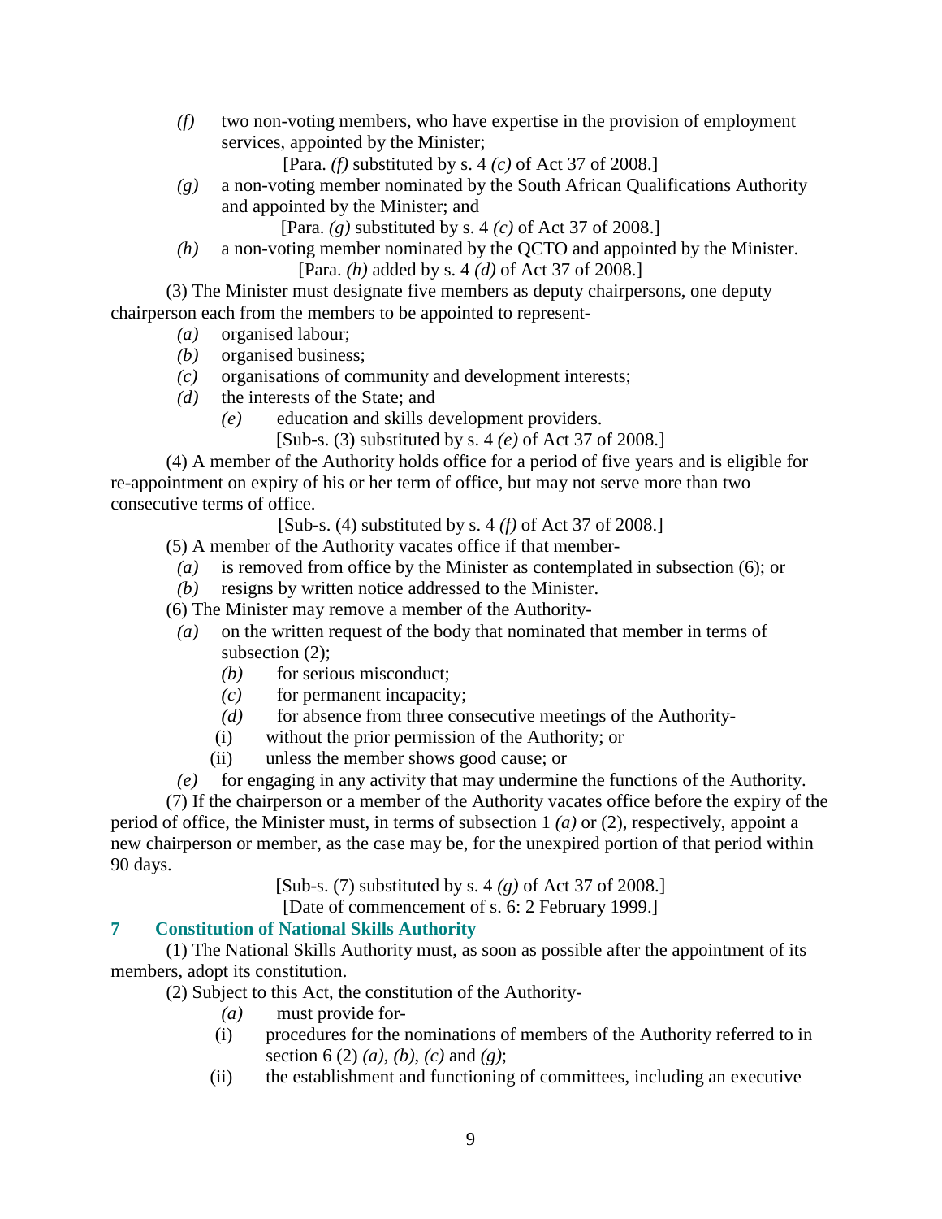*(f)* two non-voting members, who have expertise in the provision of employment services, appointed by the Minister;

[Para. *(f)* substituted by s. 4 *(c)* of Act 37 of 2008.]

*(g)* a non-voting member nominated by the South African Qualifications Authority and appointed by the Minister; and

[Para. *(g)* substituted by s. 4 *(c)* of Act 37 of 2008.]

*(h)* a non-voting member nominated by the QCTO and appointed by the Minister.

[Para. *(h)* added by s. 4 *(d)* of Act 37 of 2008.]

(3) The Minister must designate five members as deputy chairpersons, one deputy chairperson each from the members to be appointed to represent-

*(a)* organised labour;

*(b)* organised business;

*(c)* organisations of community and development interests;

*(d)* the interests of the State; and

*(e)* education and skills development providers.

[Sub-s. (3) substituted by s. 4 *(e)* of Act 37 of 2008.]

(4) A member of the Authority holds office for a period of five years and is eligible for re-appointment on expiry of his or her term of office, but may not serve more than two consecutive terms of office.

[Sub-s. (4) substituted by s. 4 *(f)* of Act 37 of 2008.]

(5) A member of the Authority vacates office if that member-

*(a)* is removed from office by the Minister as contemplated in subsection (6); or

*(b)* resigns by written notice addressed to the Minister.

(6) The Minister may remove a member of the Authority-

*(a)* on the written request of the body that nominated that member in terms of subsection (2);

*(b)* for serious misconduct;

*(c)* for permanent incapacity;

*(d)* for absence from three consecutive meetings of the Authority-

(i) without the prior permission of the Authority; or

(ii) unless the member shows good cause; or

*(e)* for engaging in any activity that may undermine the functions of the Authority.

(7) If the chairperson or a member of the Authority vacates office before the expiry of the period of office, the Minister must, in terms of subsection 1 *(a)* or (2), respectively, appoint a new chairperson or member, as the case may be, for the unexpired portion of that period within 90 days.

[Sub-s. (7) substituted by s. 4 *(g)* of Act 37 of 2008.]

[Date of commencement of s. 6: 2 February 1999.]

### 7 Constitution of National Skills Authority

(1) The National Skills Authority must, as soon as possible after the appointment of its members, adopt its constitution.

(2) Subject to this Act, the constitution of the Authority-

*(a)* must provide for-

(i) procedures for the nominations of members of the Authority referred to in section 6 (2) *(a)*, *(b)*, *(c)* and *(g)*;

(ii) the establishment and functioning of committees, including an executive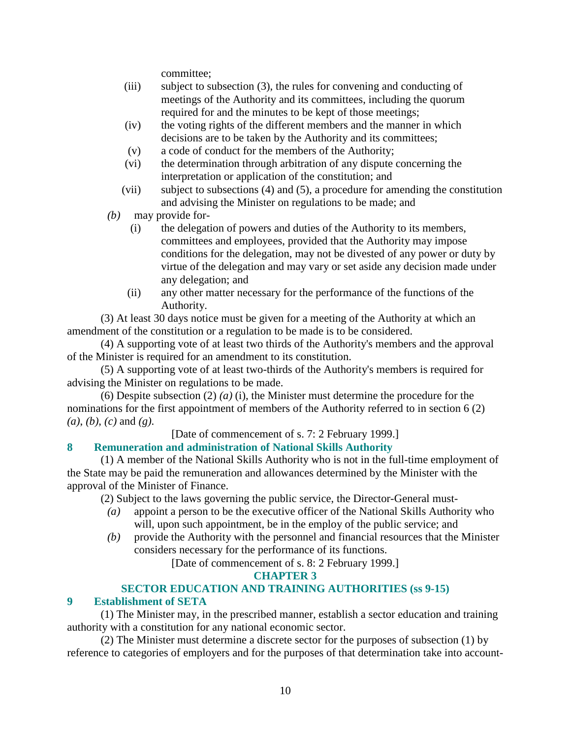committee;

(iii) subject to subsection (3), the rules for convening and conducting of meetings of the Authority and its committees, including the quorum required for and the minutes to be kept of those meetings;

(iv) the voting rights of the different members and the manner in which decisions are to be taken by the Authority and its committees;

(v) a code of conduct for the members of the Authority;

(vi) the determination through arbitration of any dispute concerning the interpretation or application of the constitution; and

(vii) subject to subsections (4) and (5), a procedure for amending the constitution and advising the Minister on regulations to be made; and

*(b)* may provide for-

(i) the delegation of powers and duties of the Authority to its members, committees and employees, provided that the Authority may impose conditions for the delegation, may not be divested of any power or duty by virtue of the delegation and may vary or set aside any decision made under any delegation; and

(ii) any other matter necessary for the performance of the functions of the Authority.

(3) At least 30 days notice must be given for a meeting of the Authority at which an amendment of the constitution or a regulation to be made is to be considered.

(4) A supporting vote of at least two thirds of the Authority's members and the approval of the Minister is required for an amendment to its constitution.

(5) A supporting vote of at least two-thirds of the Authority's members is required for advising the Minister on regulations to be made.

(6) Despite subsection (2) *(a)* (i), the Minister must determine the procedure for the nominations for the first appointment of members of the Authority referred to in section 6 (2) *(a)*, *(b)*, *(c)* and *(g)*.

[Date of commencement of s. 7: 2 February 1999.]

### 8 Remuneration and administration of National Skills Authority

(1) A member of the National Skills Authority who is not in the full-time employment of the State may be paid the remuneration and allowances determined by the Minister with the approval of the Minister of Finance.

(2) Subject to the laws governing the public service, the Director-General must-

*(a)* appoint a person to be the executive officer of the National Skills Authority who will, upon such appointment, be in the employ of the public service; and

*(b)* provide the Authority with the personnel and financial resources that the Minister considers necessary for the performance of its functions.

[Date of commencement of s. 8: 2 February 1999.]

## CHAPTER 3

## SECTOR EDUCATION AND TRAINING AUTHORITIES (ss 9-15)

### 9 Establishment of SETA

(1) The Minister may, in the prescribed manner, establish a sector education and training authority with a constitution for any national economic sector.

(2) The Minister must determine a discrete sector for the purposes of subsection (1) by reference to categories of employers and for the purposes of that determination take into account-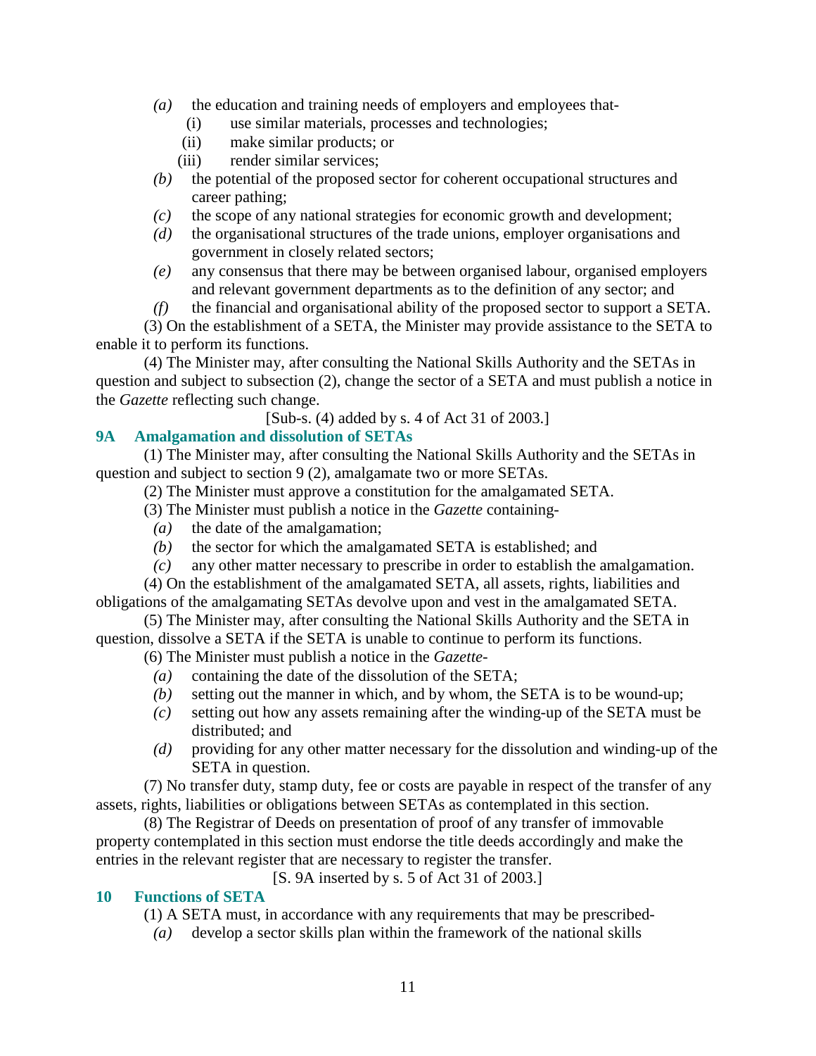*(a)* the education and training needs of employers and employees that-

(i) use similar materials, processes and technologies;

(ii) make similar products; or

(iii) render similar services;

*(b)* the potential of the proposed sector for coherent occupational structures and career pathing;

*(c)* the scope of any national strategies for economic growth and development;

*(d)* the organisational structures of the trade unions, employer organisations and government in closely related sectors;

*(e)* any consensus that there may be between organised labour, organised employers and relevant government departments as to the definition of any sector; and

*(f)* the financial and organisational ability of the proposed sector to support a SETA.

(3) On the establishment of a SETA, the Minister may provide assistance to the SETA to enable it to perform its functions.

(4) The Minister may, after consulting the National Skills Authority and the SETAs in question and subject to subsection (2), change the sector of a SETA and must publish a notice in the *Gazette* reflecting such change.

[Sub-s. (4) added by s. 4 of Act 31 of 2003.]

### 9A Amalgamation and dissolution of SETAs

(1) The Minister may, after consulting the National Skills Authority and the SETAs in question and subject to section 9 (2), amalgamate two or more SETAs.

(2) The Minister must approve a constitution for the amalgamated SETA.

(3) The Minister must publish a notice in the *Gazette* containing-

*(a)* the date of the amalgamation;

*(b)* the sector for which the amalgamated SETA is established; and

*(c)* any other matter necessary to prescribe in order to establish the amalgamation.

(4) On the establishment of the amalgamated SETA, all assets, rights, liabilities and obligations of the amalgamating SETAs devolve upon and vest in the amalgamated SETA.

(5) The Minister may, after consulting the National Skills Authority and the SETA in question, dissolve a SETA if the SETA is unable to continue to perform its functions.

(6) The Minister must publish a notice in the *Gazette*-

*(a)* containing the date of the dissolution of the SETA;

*(b)* setting out the manner in which, and by whom, the SETA is to be wound-up;

*(c)* setting out how any assets remaining after the winding-up of the SETA must be distributed; and

*(d)* providing for any other matter necessary for the dissolution and winding-up of the SETA in question.

(7) No transfer duty, stamp duty, fee or costs are payable in respect of the transfer of any assets, rights, liabilities or obligations between SETAs as contemplated in this section.

(8) The Registrar of Deeds on presentation of proof of any transfer of immovable property contemplated in this section must endorse the title deeds accordingly and make the entries in the relevant register that are necessary to register the transfer.

[S. 9A inserted by s. 5 of Act 31 of 2003.]

### 10 Functions of SETA

(1) A SETA must, in accordance with any requirements that may be prescribed-

*(a)* develop a sector skills plan within the framework of the national skills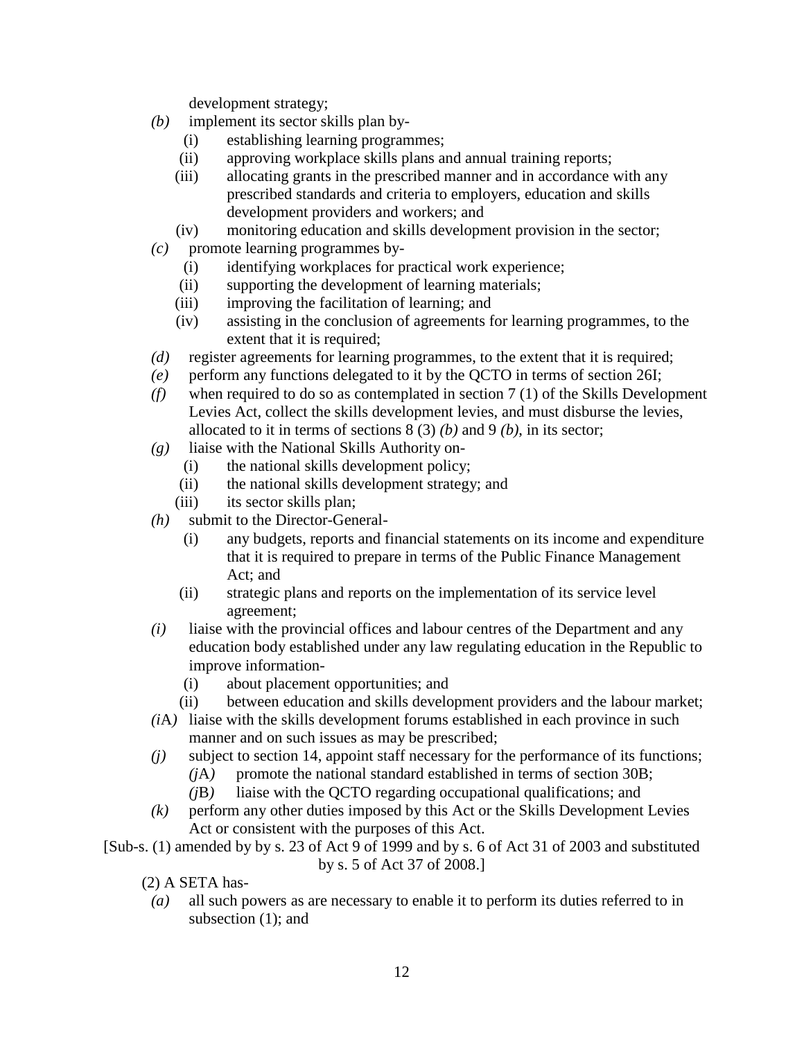development strategy;

*(b)* implement its sector skills plan by-

(i) establishing learning programmes;

(ii) approving workplace skills plans and annual training reports;

(iii) allocating grants in the prescribed manner and in accordance with any prescribed standards and criteria to employers, education and skills development providers and workers; and

(iv) monitoring education and skills development provision in the sector;

*(c)* promote learning programmes by-

(i) identifying workplaces for practical work experience;

(ii) supporting the development of learning materials;

(iii) improving the facilitation of learning; and

(iv) assisting in the conclusion of agreements for learning programmes, to the extent that it is required;

*(d)* register agreements for learning programmes, to the extent that it is required;

*(e)* perform any functions delegated to it by the QCTO in terms of section 26I;

*(f)* when required to do so as contemplated in section 7 (1) of the Skills Development Levies Act, collect the skills development levies, and must disburse the levies, allocated to it in terms of sections 8 (3) *(b)* and 9 *(b)*, in its sector;

*(g)* liaise with the National Skills Authority on-

(i) the national skills development policy;

(ii) the national skills development strategy; and

(iii) its sector skills plan;

*(h)* submit to the Director-General-

(i) any budgets, reports and financial statements on its income and expenditure that it is required to prepare in terms of the Public Finance Management Act; and

(ii) strategic plans and reports on the implementation of its service level agreement;

*(i)* liaise with the provincial offices and labour centres of the Department and any education body established under any law regulating education in the Republic to improve information-

(i) about placement opportunities; and

(ii) between education and skills development providers and the labour market;

*(i*A*)* liaise with the skills development forums established in each province in such manner and on such issues as may be prescribed;

*(j)* subject to section 14, appoint staff necessary for the performance of its functions;

*(j*A*)* promote the national standard established in terms of section 30B;

*(j*B*)* liaise with the QCTO regarding occupational qualifications; and

*(k)* perform any other duties imposed by this Act or the Skills Development Levies Act or consistent with the purposes of this Act.

[Sub-s. (1) amended by by s. 23 of Act 9 of 1999 and by s. 6 of Act 31 of 2003 and substituted by s. 5 of Act 37 of 2008.]

(2) A SETA has-

*(a)* all such powers as are necessary to enable it to perform its duties referred to in subsection (1); and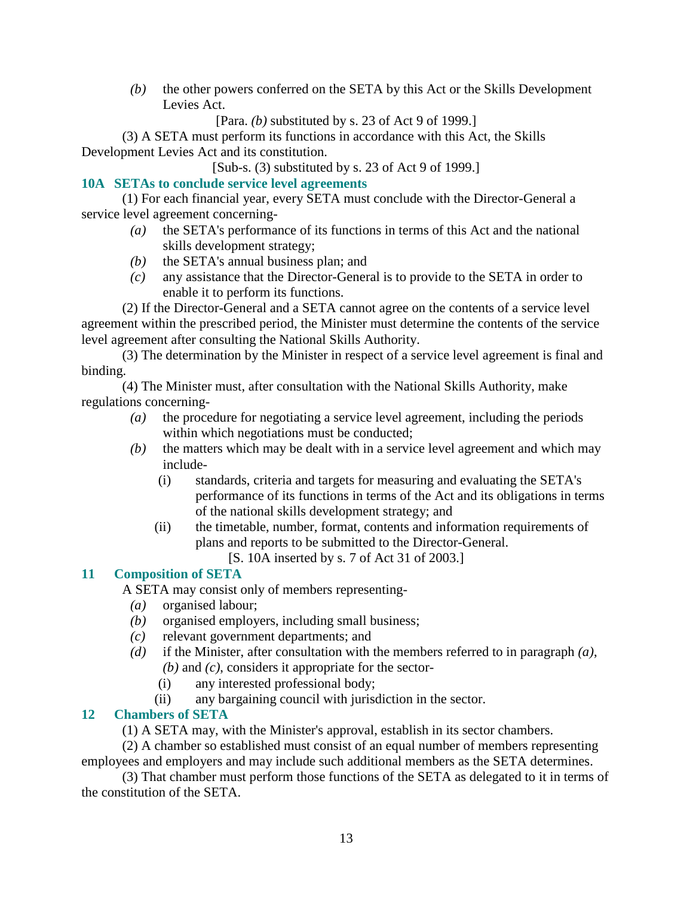*(b)* the other powers conferred on the SETA by this Act or the Skills Development Levies Act.

[Para. *(b)* substituted by s. 23 of Act 9 of 1999.]

(3) A SETA must perform its functions in accordance with this Act, the Skills Development Levies Act and its constitution.

[Sub-s. (3) substituted by s. 23 of Act 9 of 1999.]

### 10A SETAs to conclude service level agreements

(1) For each financial year, every SETA must conclude with the Director-General a service level agreement concerning-

*(a)* the SETA's performance of its functions in terms of this Act and the national skills development strategy;

*(b)* the SETA's annual business plan; and

*(c)* any assistance that the Director-General is to provide to the SETA in order to enable it to perform its functions.

(2) If the Director-General and a SETA cannot agree on the contents of a service level agreement within the prescribed period, the Minister must determine the contents of the service level agreement after consulting the National Skills Authority.

(3) The determination by the Minister in respect of a service level agreement is final and binding.

(4) The Minister must, after consultation with the National Skills Authority, make regulations concerning-

*(a)* the procedure for negotiating a service level agreement, including the periods within which negotiations must be conducted;

*(b)* the matters which may be dealt with in a service level agreement and which may include-

(i) standards, criteria and targets for measuring and evaluating the SETA's performance of its functions in terms of the Act and its obligations in terms of the national skills development strategy; and

(ii) the timetable, number, format, contents and information requirements of plans and reports to be submitted to the Director-General.

[S. 10A inserted by s. 7 of Act 31 of 2003.]

### 11 Composition of SETA

A SETA may consist only of members representing-

*(a)* organised labour;

*(b)* organised employers, including small business;

*(c)* relevant government departments; and

*(d)* if the Minister, after consultation with the members referred to in paragraph *(a)*, *(b)* and *(c)*, considers it appropriate for the sector-

(i) any interested professional body;

(ii) any bargaining council with jurisdiction in the sector.

### 12 Chambers of SETA

(1) A SETA may, with the Minister's approval, establish in its sector chambers.

(2) A chamber so established must consist of an equal number of members representing employees and employers and may include such additional members as the SETA determines.

(3) That chamber must perform those functions of the SETA as delegated to it in terms of the constitution of the SETA.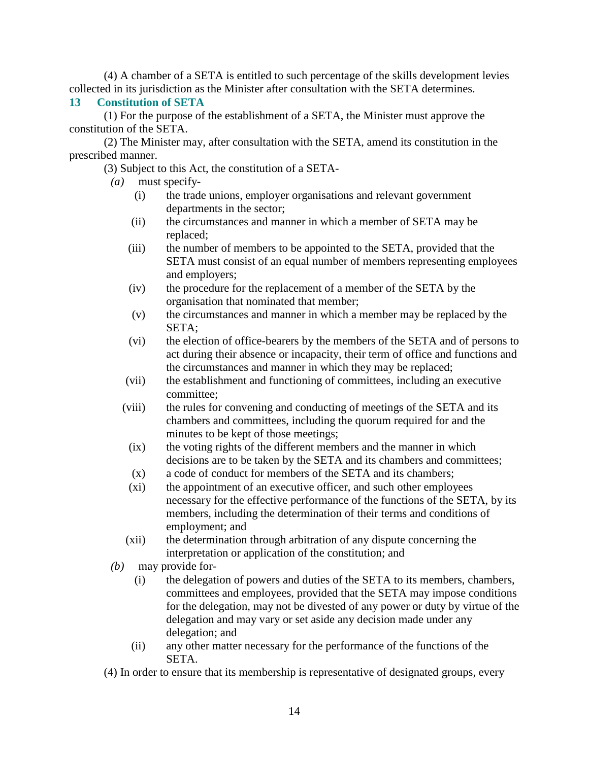(4) A chamber of a SETA is entitled to such percentage of the skills development levies collected in its jurisdiction as the Minister after consultation with the SETA determines.

### 13 Constitution of SETA

(1) For the purpose of the establishment of a SETA, the Minister must approve the constitution of the SETA.

(2) The Minister may, after consultation with the SETA, amend its constitution in the prescribed manner.

(3) Subject to this Act, the constitution of a SETA-

*(a)* must specify-

(i) the trade unions, employer organisations and relevant government departments in the sector;

(ii) the circumstances and manner in which a member of SETA may be replaced;

(iii) the number of members to be appointed to the SETA, provided that the SETA must consist of an equal number of members representing employees and employers;

(iv) the procedure for the replacement of a member of the SETA by the organisation that nominated that member;

(v) the circumstances and manner in which a member may be replaced by the SETA;

(vi) the election of office-bearers by the members of the SETA and of persons to act during their absence or incapacity, their term of office and functions and the circumstances and manner in which they may be replaced;

(vii) the establishment and functioning of committees, including an executive committee;

(viii) the rules for convening and conducting of meetings of the SETA and its chambers and committees, including the quorum required for and the minutes to be kept of those meetings;

(ix) the voting rights of the different members and the manner in which decisions are to be taken by the SETA and its chambers and committees;

(x) a code of conduct for members of the SETA and its chambers;

(xi) the appointment of an executive officer, and such other employees necessary for the effective performance of the functions of the SETA, by its members, including the determination of their terms and conditions of employment; and

(xii) the determination through arbitration of any dispute concerning the interpretation or application of the constitution; and

*(b)* may provide for-

(i) the delegation of powers and duties of the SETA to its members, chambers, committees and employees, provided that the SETA may impose conditions for the delegation, may not be divested of any power or duty by virtue of the delegation and may vary or set aside any decision made under any delegation; and

(ii) any other matter necessary for the performance of the functions of the SETA.

(4) In order to ensure that its membership is representative of designated groups, every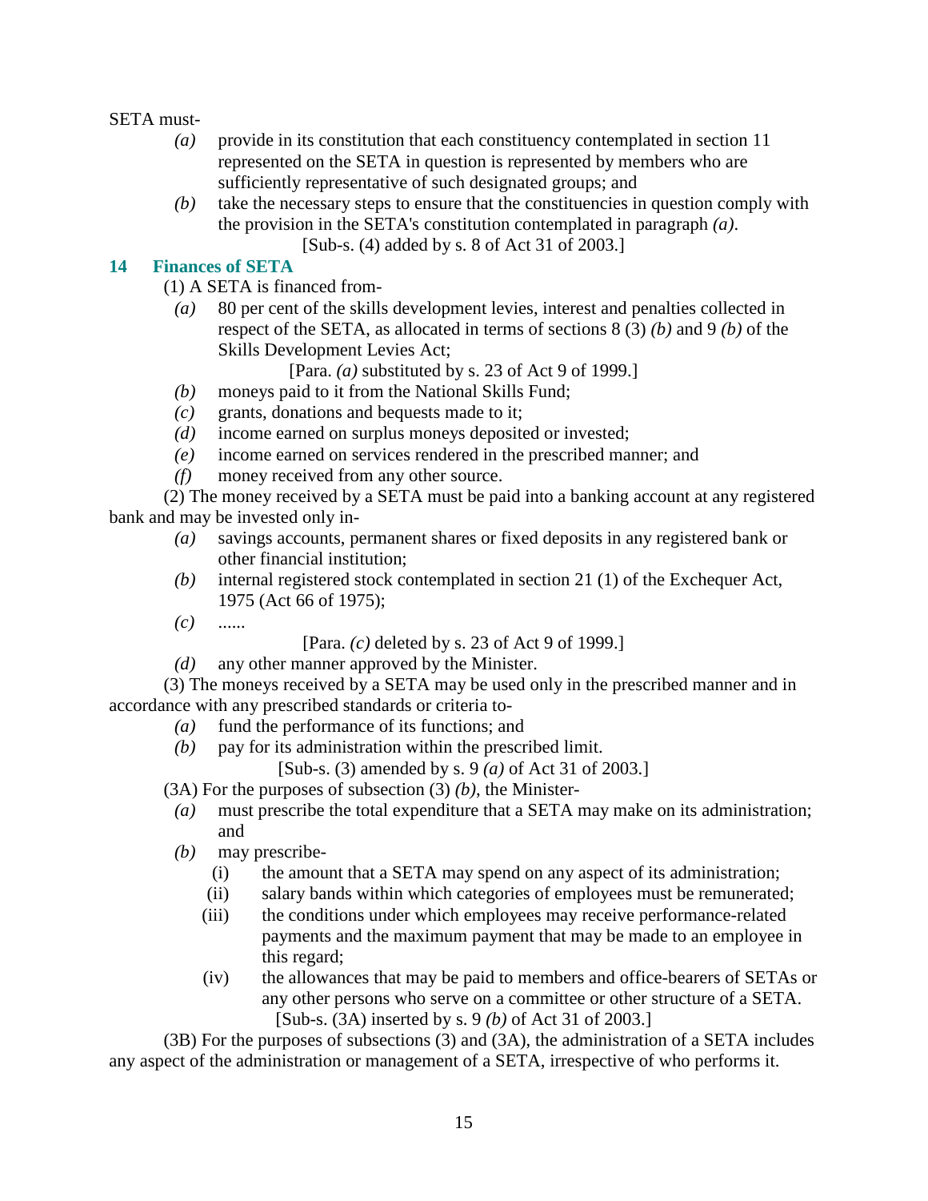SETA must-

*(a)* provide in its constitution that each constituency contemplated in section 11 represented on the SETA in question is represented by members who are sufficiently representative of such designated groups; and

*(b)* take the necessary steps to ensure that the constituencies in question comply with the provision in the SETA's constitution contemplated in paragraph *(a)*.

[Sub-s. (4) added by s. 8 of Act 31 of 2003.]

## 14 Finances of SETA

(1) A SETA is financed from-

*(a)* 80 per cent of the skills development levies, interest and penalties collected in respect of the SETA, as allocated in terms of sections 8 (3) *(b)* and 9 *(b)* of the Skills Development Levies Act;

[Para. *(a)* substituted by s. 23 of Act 9 of 1999.]

*(b)* moneys paid to it from the National Skills Fund;

*(c)* grants, donations and bequests made to it;

*(d)* income earned on surplus moneys deposited or invested;

*(e)* income earned on services rendered in the prescribed manner; and

*(f)* money received from any other source.

(2) The money received by a SETA must be paid into a banking account at any registered bank and may be invested only in-

*(a)* savings accounts, permanent shares or fixed deposits in any registered bank or other financial institution;

*(b)* internal registered stock contemplated in section 21 (1) of the Exchequer Act, 1975 (Act 66 of 1975);

*(c)* ......

[Para. *(c)* deleted by s. 23 of Act 9 of 1999.]

*(d)* any other manner approved by the Minister.

(3) The moneys received by a SETA may be used only in the prescribed manner and in accordance with any prescribed standards or criteria to-

*(a)* fund the performance of its functions; and

*(b)* pay for its administration within the prescribed limit.

[Sub-s. (3) amended by s. 9 *(a)* of Act 31 of 2003.]

(3A) For the purposes of subsection (3) *(b)*, the Minister-

*(a)* must prescribe the total expenditure that a SETA may make on its administration; and

*(b)* may prescribe-

(i) the amount that a SETA may spend on any aspect of its administration;

(ii) salary bands within which categories of employees must be remunerated;

(iii) the conditions under which employees may receive performance-related payments and the maximum payment that may be made to an employee in this regard;

(iv) the allowances that may be paid to members and office-bearers of SETAs or any other persons who serve on a committee or other structure of a SETA.

[Sub-s. (3A) inserted by s. 9 *(b)* of Act 31 of 2003.]

(3B) For the purposes of subsections (3) and (3A), the administration of a SETA includes any aspect of the administration or management of a SETA, irrespective of who performs it.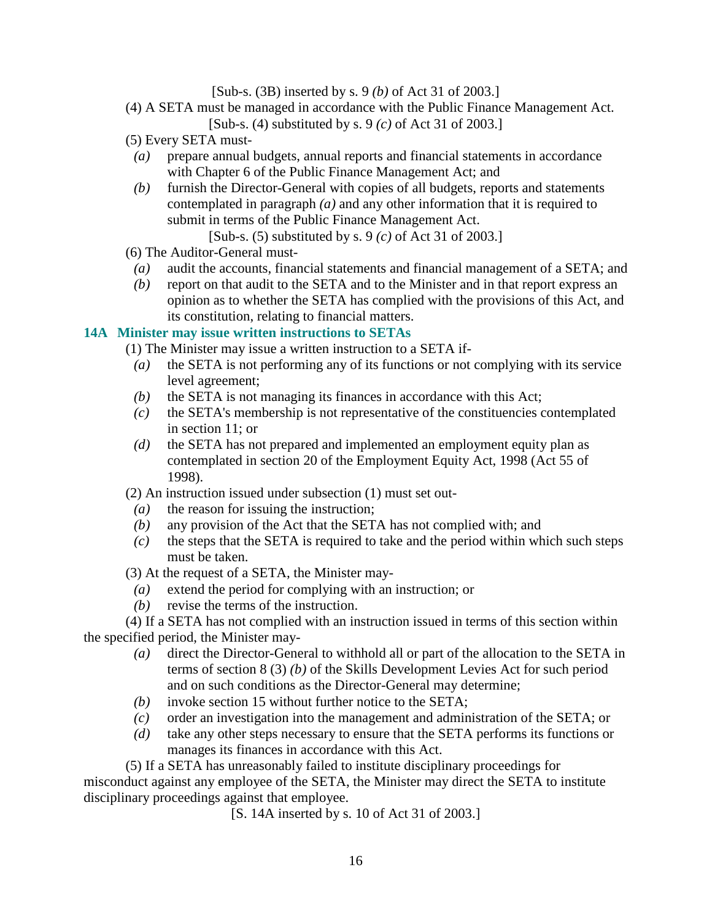[Sub-s. (3B) inserted by s. 9 *(b)* of Act 31 of 2003.]

(4) A SETA must be managed in accordance with the Public Finance Management Act.

[Sub-s. (4) substituted by s. 9 *(c)* of Act 31 of 2003.]

(5) Every SETA must-

*(a)* prepare annual budgets, annual reports and financial statements in accordance with Chapter 6 of the Public Finance Management Act; and

*(b)* furnish the Director-General with copies of all budgets, reports and statements contemplated in paragraph *(a)* and any other information that it is required to submit in terms of the Public Finance Management Act.

[Sub-s. (5) substituted by s. 9 *(c)* of Act 31 of 2003.]

(6) The Auditor-General must-

*(a)* audit the accounts, financial statements and financial management of a SETA; and

*(b)* report on that audit to the SETA and to the Minister and in that report express an opinion as to whether the SETA has complied with the provisions of this Act, and its constitution, relating to financial matters.

### 14A Minister may issue written instructions to SETAs

(1) The Minister may issue a written instruction to a SETA if-

*(a)* the SETA is not performing any of its functions or not complying with its service level agreement;

*(b)* the SETA is not managing its finances in accordance with this Act;

*(c)* the SETA's membership is not representative of the constituencies contemplated in section 11; or

*(d)* the SETA has not prepared and implemented an employment equity plan as contemplated in section 20 of the Employment Equity Act, 1998 (Act 55 of 1998).

(2) An instruction issued under subsection (1) must set out-

*(a)* the reason for issuing the instruction;

*(b)* any provision of the Act that the SETA has not complied with; and

*(c)* the steps that the SETA is required to take and the period within which such steps must be taken.

(3) At the request of a SETA, the Minister may-

*(a)* extend the period for complying with an instruction; or

*(b)* revise the terms of the instruction.

(4) If a SETA has not complied with an instruction issued in terms of this section within the specified period, the Minister may-

*(a)* direct the Director-General to withhold all or part of the allocation to the SETA in terms of section 8 (3) *(b)* of the Skills Development Levies Act for such period and on such conditions as the Director-General may determine;

*(b)* invoke section 15 without further notice to the SETA;

*(c)* order an investigation into the management and administration of the SETA; or

*(d)* take any other steps necessary to ensure that the SETA performs its functions or manages its finances in accordance with this Act.

(5) If a SETA has unreasonably failed to institute disciplinary proceedings for misconduct against any employee of the SETA, the Minister may direct the SETA to institute disciplinary proceedings against that employee.

[S. 14A inserted by s. 10 of Act 31 of 2003.]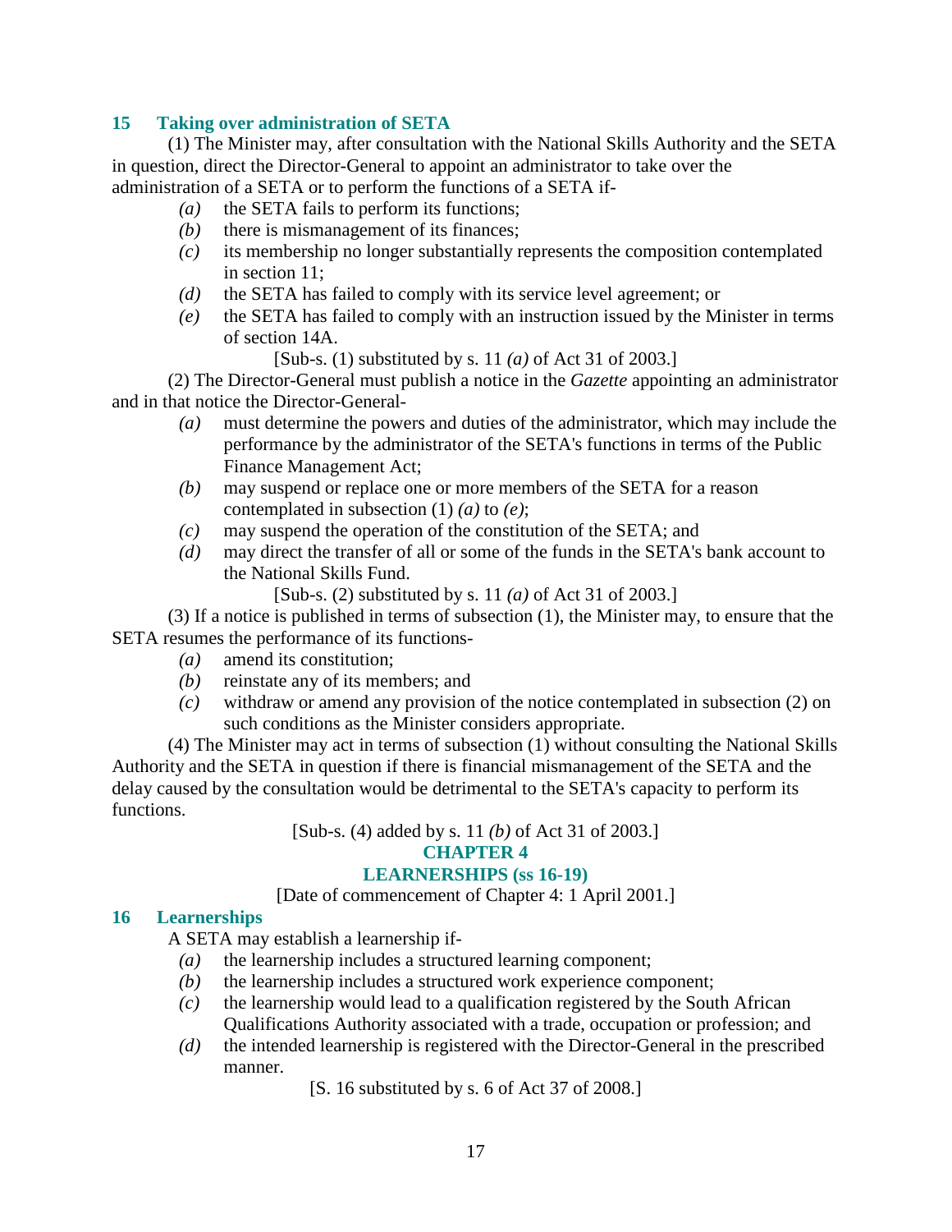### 15 Taking over administration of SETA

(1) The Minister may, after consultation with the National Skills Authority and the SETA in question, direct the Director-General to appoint an administrator to take over the administration of a SETA or to perform the functions of a SETA if-

- *(a)* the SETA fails to perform its functions;
- *(b)* there is mismanagement of its finances;
- *(c)* its membership no longer substantially represents the composition contemplated in section 11;
- *(d)* the SETA has failed to comply with its service level agreement; or
- *(e)* the SETA has failed to comply with an instruction issued by the Minister in terms of section 14A.

[Sub-s. (1) substituted by s. 11 *(a)* of Act 31 of 2003.]

(2) The Director-General must publish a notice in the *Gazette* appointing an administrator and in that notice the Director-General-

- *(a)* must determine the powers and duties of the administrator, which may include the performance by the administrator of the SETA's functions in terms of the Public Finance Management Act;
- *(b)* may suspend or replace one or more members of the SETA for a reason contemplated in subsection (1) *(a)* to *(e)*;
- *(c)* may suspend the operation of the constitution of the SETA; and
- *(d)* may direct the transfer of all or some of the funds in the SETA's bank account to the National Skills Fund.

[Sub-s. (2) substituted by s. 11 *(a)* of Act 31 of 2003.]

(3) If a notice is published in terms of subsection (1), the Minister may, to ensure that the SETA resumes the performance of its functions-

- *(a)* amend its constitution;
- *(b)* reinstate any of its members; and
- *(c)* withdraw or amend any provision of the notice contemplated in subsection (2) on such conditions as the Minister considers appropriate.

(4) The Minister may act in terms of subsection (1) without consulting the National Skills Authority and the SETA in question if there is financial mismanagement of the SETA and the delay caused by the consultation would be detrimental to the SETA's capacity to perform its functions.

[Sub-s. (4) added by s. 11 *(b)* of Act 31 of 2003.]

## CHAPTER 4
## LEARNERSHIPS (ss 16-19)

[Date of commencement of Chapter 4: 1 April 2001.]

### 16 Learnerships

A SETA may establish a learnership if-

- *(a)* the learnership includes a structured learning component;
- *(b)* the learnership includes a structured work experience component;
- *(c)* the learnership would lead to a qualification registered by the South African Qualifications Authority associated with a trade, occupation or profession; and
- *(d)* the intended learnership is registered with the Director-General in the prescribed manner.

[S. 16 substituted by s. 6 of Act 37 of 2008.]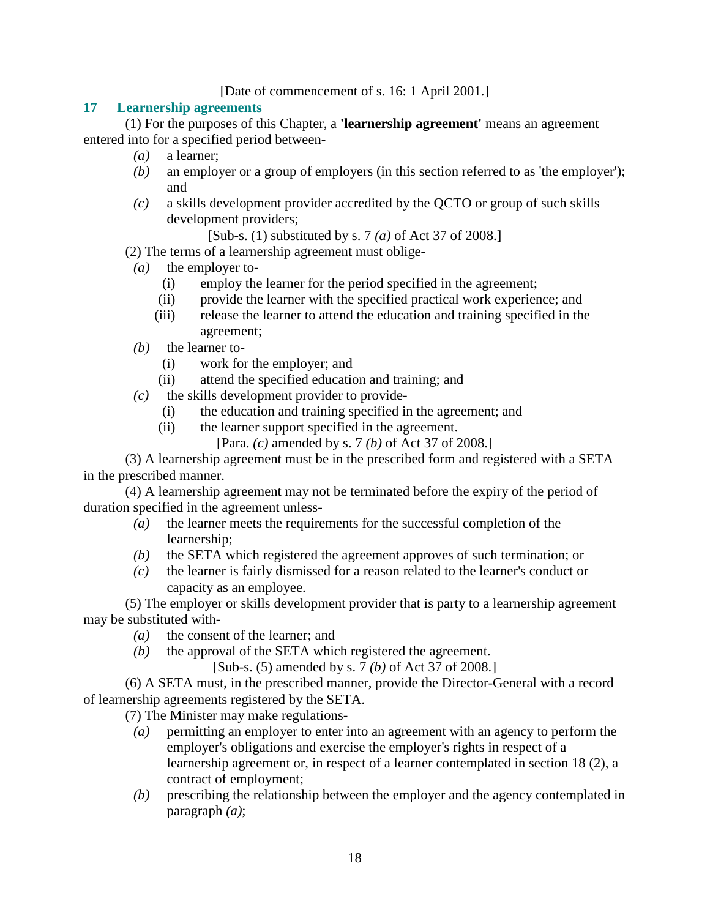[Date of commencement of s. 16: 1 April 2001.]

## 17 Learnership agreements

(1) For the purposes of this Chapter, a **'learnership agreement'** means an agreement entered into for a specified period between-

*(a)* a learner;

*(b)* an employer or a group of employers (in this section referred to as 'the employer'); and

*(c)* a skills development provider accredited by the QCTO or group of such skills development providers;

[Sub-s. (1) substituted by s. 7 *(a)* of Act 37 of 2008.]

(2) The terms of a learnership agreement must oblige-

*(a)* the employer to-

(i) employ the learner for the period specified in the agreement;

(ii) provide the learner with the specified practical work experience; and

(iii) release the learner to attend the education and training specified in the agreement;

*(b)* the learner to-

(i) work for the employer; and

(ii) attend the specified education and training; and

*(c)* the skills development provider to provide-

(i) the education and training specified in the agreement; and

(ii) the learner support specified in the agreement.

[Para. *(c)* amended by s. 7 *(b)* of Act 37 of 2008.]

(3) A learnership agreement must be in the prescribed form and registered with a SETA in the prescribed manner.

(4) A learnership agreement may not be terminated before the expiry of the period of duration specified in the agreement unless-

*(a)* the learner meets the requirements for the successful completion of the learnership;

*(b)* the SETA which registered the agreement approves of such termination; or

*(c)* the learner is fairly dismissed for a reason related to the learner's conduct or capacity as an employee.

(5) The employer or skills development provider that is party to a learnership agreement may be substituted with-

*(a)* the consent of the learner; and

*(b)* the approval of the SETA which registered the agreement.

[Sub-s. (5) amended by s. 7 *(b)* of Act 37 of 2008.]

(6) A SETA must, in the prescribed manner, provide the Director-General with a record of learnership agreements registered by the SETA.

(7) The Minister may make regulations-

*(a)* permitting an employer to enter into an agreement with an agency to perform the employer's obligations and exercise the employer's rights in respect of a learnership agreement or, in respect of a learner contemplated in section 18 (2), a contract of employment;

*(b)* prescribing the relationship between the employer and the agency contemplated in paragraph *(a)*;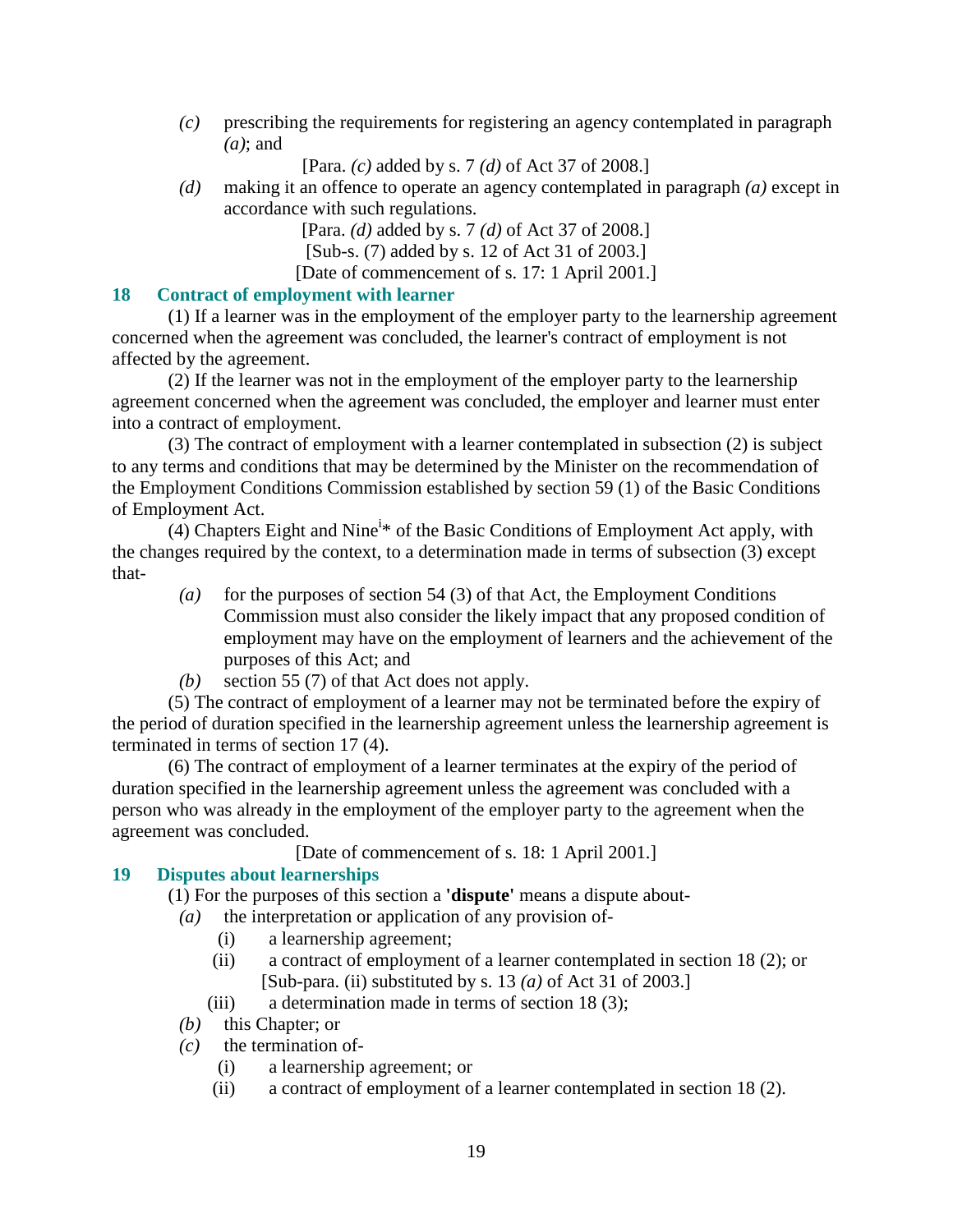*(c)* prescribing the requirements for registering an agency contemplated in paragraph *(a)*; and

[Para. *(c)* added by s. 7 *(d)* of Act 37 of 2008.]

*(d)* making it an offence to operate an agency contemplated in paragraph *(a)* except in accordance with such regulations.

[Para. *(d)* added by s. 7 *(d)* of Act 37 of 2008.]

[Sub-s. (7) added by s. 12 of Act 31 of 2003.]

[Date of commencement of s. 17: 1 April 2001.]

## 18 Contract of employment with learner

(1) If a learner was in the employment of the employer party to the learnership agreement concerned when the agreement was concluded, the learner's contract of employment is not affected by the agreement.

(2) If the learner was not in the employment of the employer party to the learnership agreement concerned when the agreement was concluded, the employer and learner must enter into a contract of employment.

(3) The contract of employment with a learner contemplated in subsection (2) is subject to any terms and conditions that may be determined by the Minister on the recommendation of the Employment Conditions Commission established by section 59 (1) of the Basic Conditions of Employment Act.

(4) Chapters Eight and Nine[i]* of the Basic Conditions of Employment Act apply, with the changes required by the context, to a determination made in terms of subsection (3) except that-

*(a)* for the purposes of section 54 (3) of that Act, the Employment Conditions Commission must also consider the likely impact that any proposed condition of employment may have on the employment of learners and the achievement of the purposes of this Act; and

*(b)* section 55 (7) of that Act does not apply.

(5) The contract of employment of a learner may not be terminated before the expiry of the period of duration specified in the learnership agreement unless the learnership agreement is terminated in terms of section 17 (4).

(6) The contract of employment of a learner terminates at the expiry of the period of duration specified in the learnership agreement unless the agreement was concluded with a person who was already in the employment of the employer party to the agreement when the agreement was concluded.

[Date of commencement of s. 18: 1 April 2001.]

## 19 Disputes about learnerships

(1) For the purposes of this section a **'dispute'** means a dispute about-

*(a)* the interpretation or application of any provision of-

(i) a learnership agreement;

(ii) a contract of employment of a learner contemplated in section 18 (2); or

[Sub-para. (ii) substituted by s. 13 *(a)* of Act 31 of 2003.]

(iii) a determination made in terms of section 18 (3);

*(b)* this Chapter; or

*(c)* the termination of-

(i) a learnership agreement; or

(ii) a contract of employment of a learner contemplated in section 18 (2).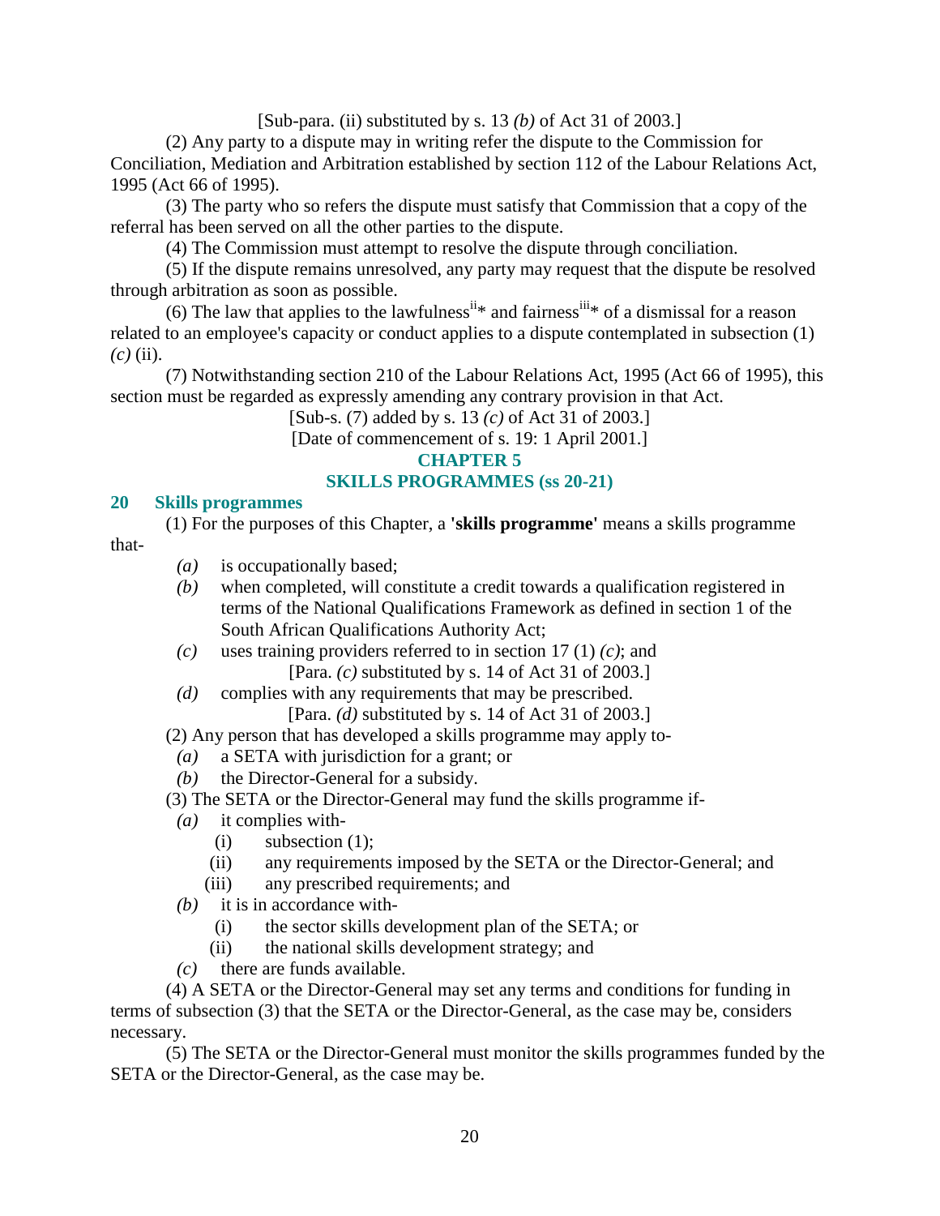[Sub-para. (ii) substituted by s. 13 *(b)* of Act 31 of 2003.]

(2) Any party to a dispute may in writing refer the dispute to the Commission for Conciliation, Mediation and Arbitration established by section 112 of the Labour Relations Act, 1995 (Act 66 of 1995).

(3) The party who so refers the dispute must satisfy that Commission that a copy of the referral has been served on all the other parties to the dispute.

(4) The Commission must attempt to resolve the dispute through conciliation.

(5) If the dispute remains unresolved, any party may request that the dispute be resolved through arbitration as soon as possible.

(6) The law that applies to the lawfulness[ii]* and fairness[iii]* of a dismissal for a reason related to an employee's capacity or conduct applies to a dispute contemplated in subsection (1) *(c)* (ii).

(7) Notwithstanding section 210 of the Labour Relations Act, 1995 (Act 66 of 1995), this section must be regarded as expressly amending any contrary provision in that Act.

[Sub-s. (7) added by s. 13 *(c)* of Act 31 of 2003.]

[Date of commencement of s. 19: 1 April 2001.]

## CHAPTER 5
## SKILLS PROGRAMMES (ss 20-21)

### 20 Skills programmes

(1) For the purposes of this Chapter, a **'skills programme'** means a skills programme that-

*(a)* is occupationally based;

*(b)* when completed, will constitute a credit towards a qualification registered in terms of the National Qualifications Framework as defined in section 1 of the South African Qualifications Authority Act;

*(c)* uses training providers referred to in section 17 (1) *(c)*; and

[Para. *(c)* substituted by s. 14 of Act 31 of 2003.]

*(d)* complies with any requirements that may be prescribed.

[Para. *(d)* substituted by s. 14 of Act 31 of 2003.]

(2) Any person that has developed a skills programme may apply to-

*(a)* a SETA with jurisdiction for a grant; or

*(b)* the Director-General for a subsidy.

(3) The SETA or the Director-General may fund the skills programme if-

*(a)* it complies with-

(i) subsection (1);

(ii) any requirements imposed by the SETA or the Director-General; and

(iii) any prescribed requirements; and

*(b)* it is in accordance with-

(i) the sector skills development plan of the SETA; or

(ii) the national skills development strategy; and

*(c)* there are funds available.

(4) A SETA or the Director-General may set any terms and conditions for funding in terms of subsection (3) that the SETA or the Director-General, as the case may be, considers necessary.

(5) The SETA or the Director-General must monitor the skills programmes funded by the SETA or the Director-General, as the case may be.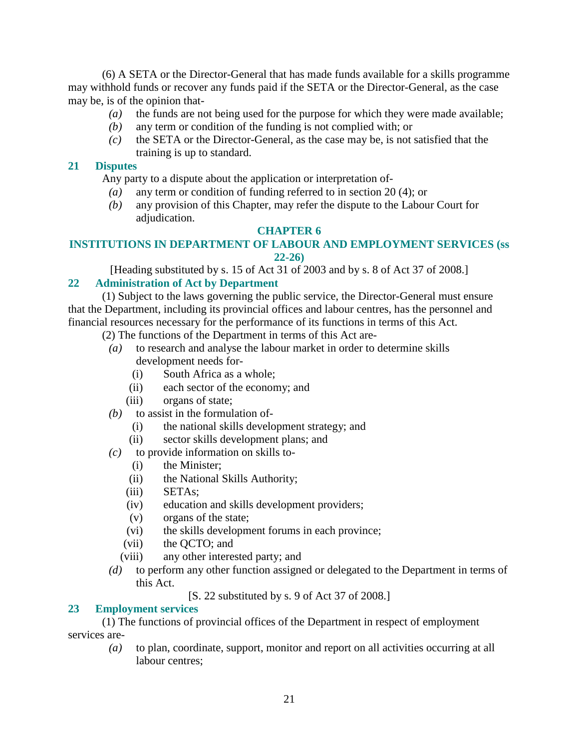(6) A SETA or the Director-General that has made funds available for a skills programme may withhold funds or recover any funds paid if the SETA or the Director-General, as the case may be, is of the opinion that-

*(a)* the funds are not being used for the purpose for which they were made available;

*(b)* any term or condition of the funding is not complied with; or

*(c)* the SETA or the Director-General, as the case may be, is not satisfied that the training is up to standard.

### 21 Disputes

Any party to a dispute about the application or interpretation of-

*(a)* any term or condition of funding referred to in section 20 (4); or

*(b)* any provision of this Chapter, may refer the dispute to the Labour Court for adjudication.

## CHAPTER 6

## INSTITUTIONS IN DEPARTMENT OF LABOUR AND EMPLOYMENT SERVICES (ss 22-26)

[Heading substituted by s. 15 of Act 31 of 2003 and by s. 8 of Act 37 of 2008.]

### 22 Administration of Act by Department

(1) Subject to the laws governing the public service, the Director-General must ensure that the Department, including its provincial offices and labour centres, has the personnel and financial resources necessary for the performance of its functions in terms of this Act.

(2) The functions of the Department in terms of this Act are-

*(a)* to research and analyse the labour market in order to determine skills development needs for-

(i) South Africa as a whole;

(ii) each sector of the economy; and

(iii) organs of state;

*(b)* to assist in the formulation of-

(i) the national skills development strategy; and

(ii) sector skills development plans; and

*(c)* to provide information on skills to-

(i) the Minister;

(ii) the National Skills Authority;

(iii) SETAs;

(iv) education and skills development providers;

(v) organs of the state;

(vi) the skills development forums in each province;

(vii) the QCTO; and

(viii) any other interested party; and

*(d)* to perform any other function assigned or delegated to the Department in terms of this Act.

[S. 22 substituted by s. 9 of Act 37 of 2008.]

### 23 Employment services

(1) The functions of provincial offices of the Department in respect of employment services are-

*(a)* to plan, coordinate, support, monitor and report on all activities occurring at all labour centres;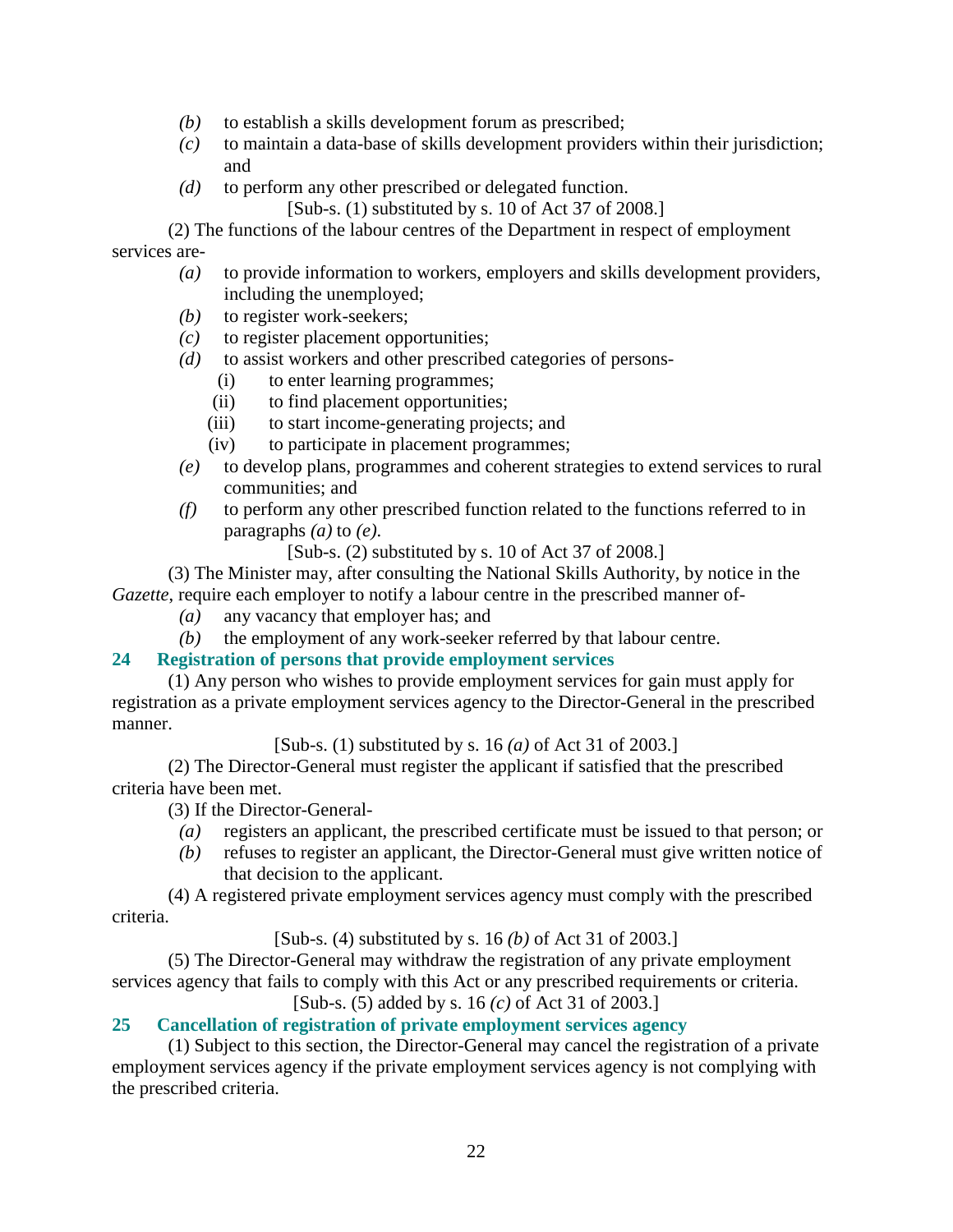*(b)* to establish a skills development forum as prescribed;

*(c)* to maintain a data-base of skills development providers within their jurisdiction; and

*(d)* to perform any other prescribed or delegated function.

[Sub-s. (1) substituted by s. 10 of Act 37 of 2008.]

(2) The functions of the labour centres of the Department in respect of employment services are-

*(a)* to provide information to workers, employers and skills development providers, including the unemployed;

*(b)* to register work-seekers;

*(c)* to register placement opportunities;

*(d)* to assist workers and other prescribed categories of persons-

(i) to enter learning programmes;

(ii) to find placement opportunities;

(iii) to start income-generating projects; and

(iv) to participate in placement programmes;

*(e)* to develop plans, programmes and coherent strategies to extend services to rural communities; and

*(f)* to perform any other prescribed function related to the functions referred to in paragraphs *(a)* to *(e)*.

[Sub-s. (2) substituted by s. 10 of Act 37 of 2008.]

(3) The Minister may, after consulting the National Skills Authority, by notice in the *Gazette*, require each employer to notify a labour centre in the prescribed manner of-

*(a)* any vacancy that employer has; and

*(b)* the employment of any work-seeker referred by that labour centre.

### 24 Registration of persons that provide employment services

(1) Any person who wishes to provide employment services for gain must apply for registration as a private employment services agency to the Director-General in the prescribed manner.

[Sub-s. (1) substituted by s. 16 *(a)* of Act 31 of 2003.]

(2) The Director-General must register the applicant if satisfied that the prescribed criteria have been met.

(3) If the Director-General-

*(a)* registers an applicant, the prescribed certificate must be issued to that person; or

*(b)* refuses to register an applicant, the Director-General must give written notice of that decision to the applicant.

(4) A registered private employment services agency must comply with the prescribed criteria.

[Sub-s. (4) substituted by s. 16 *(b)* of Act 31 of 2003.]

(5) The Director-General may withdraw the registration of any private employment services agency that fails to comply with this Act or any prescribed requirements or criteria.

[Sub-s. (5) added by s. 16 *(c)* of Act 31 of 2003.]

### 25 Cancellation of registration of private employment services agency

(1) Subject to this section, the Director-General may cancel the registration of a private employment services agency if the private employment services agency is not complying with the prescribed criteria.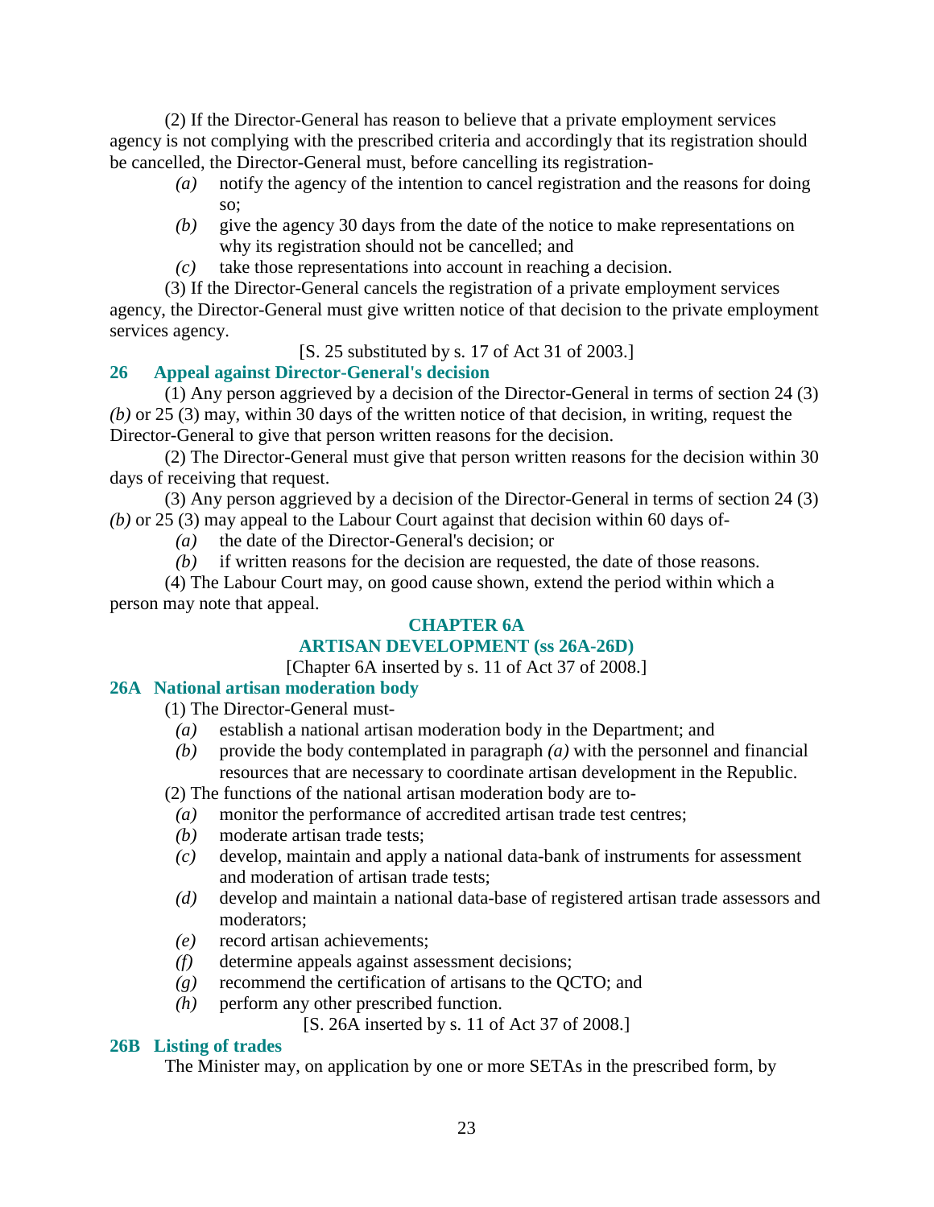(2) If the Director-General has reason to believe that a private employment services agency is not complying with the prescribed criteria and accordingly that its registration should be cancelled, the Director-General must, before cancelling its registration-

*(a)* notify the agency of the intention to cancel registration and the reasons for doing so;

*(b)* give the agency 30 days from the date of the notice to make representations on why its registration should not be cancelled; and

*(c)* take those representations into account in reaching a decision.

(3) If the Director-General cancels the registration of a private employment services agency, the Director-General must give written notice of that decision to the private employment services agency.

[S. 25 substituted by s. 17 of Act 31 of 2003.]

### 26 Appeal against Director-General's decision

(1) Any person aggrieved by a decision of the Director-General in terms of section 24 (3) *(b)* or 25 (3) may, within 30 days of the written notice of that decision, in writing, request the Director-General to give that person written reasons for the decision.

(2) The Director-General must give that person written reasons for the decision within 30 days of receiving that request.

(3) Any person aggrieved by a decision of the Director-General in terms of section 24 (3) *(b)* or 25 (3) may appeal to the Labour Court against that decision within 60 days of-

*(a)* the date of the Director-General's decision; or

*(b)* if written reasons for the decision are requested, the date of those reasons.

(4) The Labour Court may, on good cause shown, extend the period within which a person may note that appeal.

## CHAPTER 6A

## ARTISAN DEVELOPMENT (ss 26A-26D)

[Chapter 6A inserted by s. 11 of Act 37 of 2008.]

### 26A National artisan moderation body

(1) The Director-General must-

*(a)* establish a national artisan moderation body in the Department; and

*(b)* provide the body contemplated in paragraph *(a)* with the personnel and financial resources that are necessary to coordinate artisan development in the Republic.

(2) The functions of the national artisan moderation body are to-

*(a)* monitor the performance of accredited artisan trade test centres;

*(b)* moderate artisan trade tests;

*(c)* develop, maintain and apply a national data-bank of instruments for assessment and moderation of artisan trade tests;

*(d)* develop and maintain a national data-base of registered artisan trade assessors and moderators;

*(e)* record artisan achievements;

*(f)* determine appeals against assessment decisions;

*(g)* recommend the certification of artisans to the QCTO; and

*(h)* perform any other prescribed function.

[S. 26A inserted by s. 11 of Act 37 of 2008.]

### 26B Listing of trades

The Minister may, on application by one or more SETAs in the prescribed form, by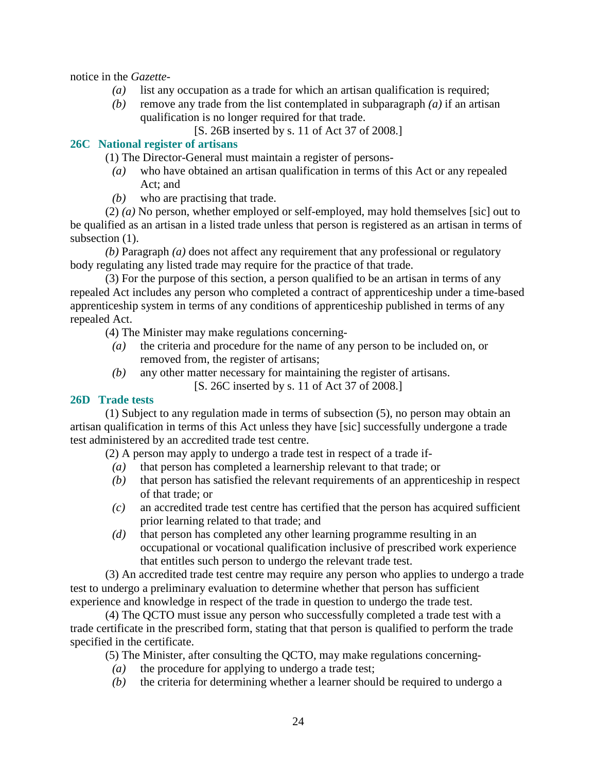notice in the *Gazette*-

- *(a)* list any occupation as a trade for which an artisan qualification is required;
- *(b)* remove any trade from the list contemplated in subparagraph *(a)* if an artisan qualification is no longer required for that trade.

[S. 26B inserted by s. 11 of Act 37 of 2008.]

### 26C National register of artisans

(1) The Director-General must maintain a register of persons-

- *(a)* who have obtained an artisan qualification in terms of this Act or any repealed Act; and
- *(b)* who are practising that trade.

(2) *(a)* No person, whether employed or self-employed, may hold themselves [sic] out to be qualified as an artisan in a listed trade unless that person is registered as an artisan in terms of subsection (1).

*(b)* Paragraph *(a)* does not affect any requirement that any professional or regulatory body regulating any listed trade may require for the practice of that trade.

(3) For the purpose of this section, a person qualified to be an artisan in terms of any repealed Act includes any person who completed a contract of apprenticeship under a time-based apprenticeship system in terms of any conditions of apprenticeship published in terms of any repealed Act.

(4) The Minister may make regulations concerning-

- *(a)* the criteria and procedure for the name of any person to be included on, or removed from, the register of artisans;
- *(b)* any other matter necessary for maintaining the register of artisans.

[S. 26C inserted by s. 11 of Act 37 of 2008.]

### 26D Trade tests

(1) Subject to any regulation made in terms of subsection (5), no person may obtain an artisan qualification in terms of this Act unless they have [sic] successfully undergone a trade test administered by an accredited trade test centre.

(2) A person may apply to undergo a trade test in respect of a trade if-

- *(a)* that person has completed a learnership relevant to that trade; or
- *(b)* that person has satisfied the relevant requirements of an apprenticeship in respect of that trade; or
- *(c)* an accredited trade test centre has certified that the person has acquired sufficient prior learning related to that trade; and
- *(d)* that person has completed any other learning programme resulting in an occupational or vocational qualification inclusive of prescribed work experience that entitles such person to undergo the relevant trade test.

(3) An accredited trade test centre may require any person who applies to undergo a trade test to undergo a preliminary evaluation to determine whether that person has sufficient experience and knowledge in respect of the trade in question to undergo the trade test.

(4) The QCTO must issue any person who successfully completed a trade test with a trade certificate in the prescribed form, stating that that person is qualified to perform the trade specified in the certificate.

(5) The Minister, after consulting the QCTO, may make regulations concerning-

- *(a)* the procedure for applying to undergo a trade test;
- *(b)* the criteria for determining whether a learner should be required to undergo a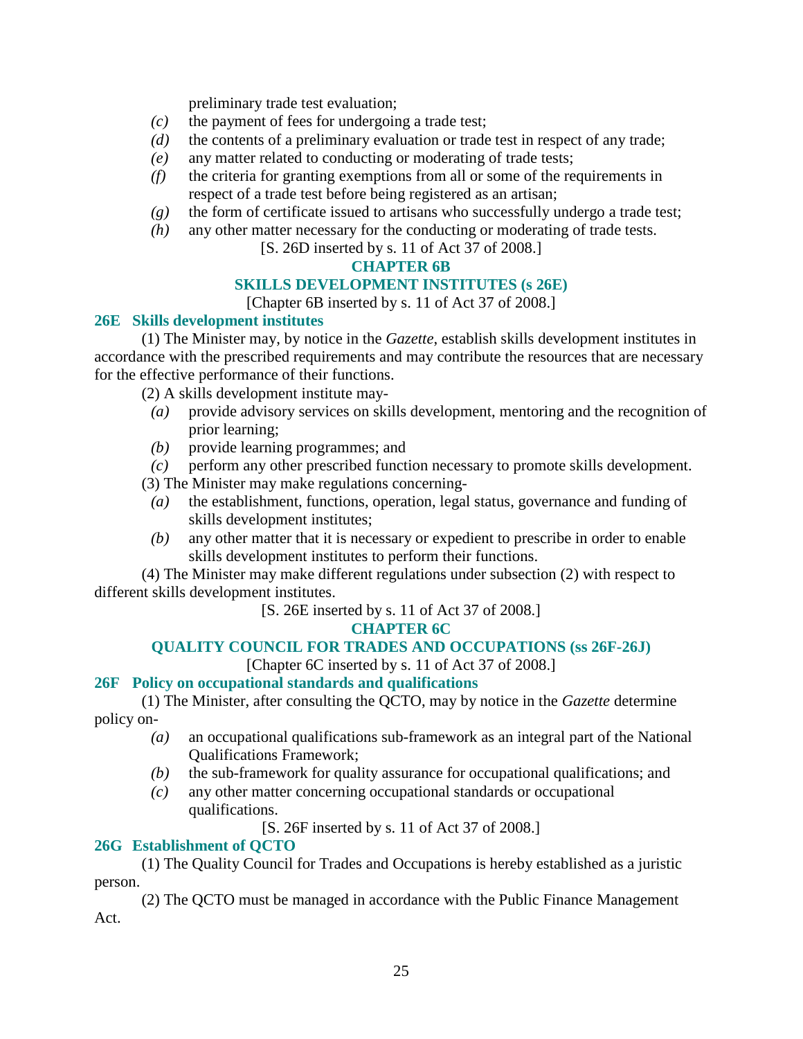preliminary trade test evaluation;

*(c)* the payment of fees for undergoing a trade test;

*(d)* the contents of a preliminary evaluation or trade test in respect of any trade;

*(e)* any matter related to conducting or moderating of trade tests;

*(f)* the criteria for granting exemptions from all or some of the requirements in respect of a trade test before being registered as an artisan;

*(g)* the form of certificate issued to artisans who successfully undergo a trade test;

*(h)* any other matter necessary for the conducting or moderating of trade tests.

[S. 26D inserted by s. 11 of Act 37 of 2008.]

## CHAPTER 6B

## SKILLS DEVELOPMENT INSTITUTES (s 26E)

[Chapter 6B inserted by s. 11 of Act 37 of 2008.]

### 26E Skills development institutes

(1) The Minister may, by notice in the *Gazette*, establish skills development institutes in accordance with the prescribed requirements and may contribute the resources that are necessary for the effective performance of their functions.

(2) A skills development institute may-

*(a)* provide advisory services on skills development, mentoring and the recognition of prior learning;

*(b)* provide learning programmes; and

*(c)* perform any other prescribed function necessary to promote skills development.

(3) The Minister may make regulations concerning-

*(a)* the establishment, functions, operation, legal status, governance and funding of skills development institutes;

*(b)* any other matter that it is necessary or expedient to prescribe in order to enable skills development institutes to perform their functions.

(4) The Minister may make different regulations under subsection (2) with respect to different skills development institutes.

[S. 26E inserted by s. 11 of Act 37 of 2008.]

## CHAPTER 6C

## QUALITY COUNCIL FOR TRADES AND OCCUPATIONS (ss 26F-26J)

[Chapter 6C inserted by s. 11 of Act 37 of 2008.]

### 26F Policy on occupational standards and qualifications

(1) The Minister, after consulting the QCTO, may by notice in the *Gazette* determine policy on-

*(a)* an occupational qualifications sub-framework as an integral part of the National Qualifications Framework;

*(b)* the sub-framework for quality assurance for occupational qualifications; and

*(c)* any other matter concerning occupational standards or occupational qualifications.

[S. 26F inserted by s. 11 of Act 37 of 2008.]

### 26G Establishment of QCTO

(1) The Quality Council for Trades and Occupations is hereby established as a juristic person.

(2) The QCTO must be managed in accordance with the Public Finance Management Act.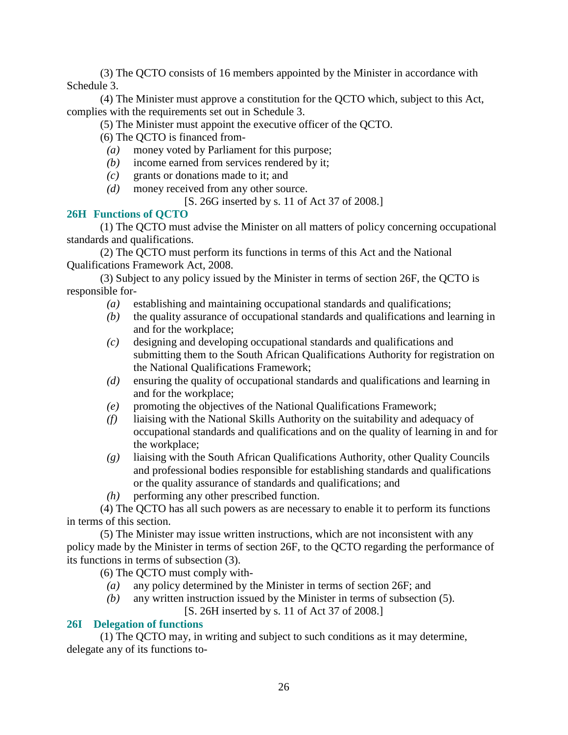(3) The QCTO consists of 16 members appointed by the Minister in accordance with Schedule 3.

(4) The Minister must approve a constitution for the QCTO which, subject to this Act, complies with the requirements set out in Schedule 3.

(5) The Minister must appoint the executive officer of the QCTO.

(6) The QCTO is financed from-

*(a)* money voted by Parliament for this purpose;

*(b)* income earned from services rendered by it;

*(c)* grants or donations made to it; and

*(d)* money received from any other source.

[S. 26G inserted by s. 11 of Act 37 of 2008.]

### 26H Functions of QCTO

(1) The QCTO must advise the Minister on all matters of policy concerning occupational standards and qualifications.

(2) The QCTO must perform its functions in terms of this Act and the National Qualifications Framework Act, 2008.

(3) Subject to any policy issued by the Minister in terms of section 26F, the QCTO is responsible for-

*(a)* establishing and maintaining occupational standards and qualifications;

*(b)* the quality assurance of occupational standards and qualifications and learning in and for the workplace;

*(c)* designing and developing occupational standards and qualifications and submitting them to the South African Qualifications Authority for registration on the National Qualifications Framework;

*(d)* ensuring the quality of occupational standards and qualifications and learning in and for the workplace;

*(e)* promoting the objectives of the National Qualifications Framework;

*(f)* liaising with the National Skills Authority on the suitability and adequacy of occupational standards and qualifications and on the quality of learning in and for the workplace;

*(g)* liaising with the South African Qualifications Authority, other Quality Councils and professional bodies responsible for establishing standards and qualifications or the quality assurance of standards and qualifications; and

*(h)* performing any other prescribed function.

(4) The QCTO has all such powers as are necessary to enable it to perform its functions in terms of this section.

(5) The Minister may issue written instructions, which are not inconsistent with any policy made by the Minister in terms of section 26F, to the QCTO regarding the performance of its functions in terms of subsection (3).

(6) The QCTO must comply with-

*(a)* any policy determined by the Minister in terms of section 26F; and

*(b)* any written instruction issued by the Minister in terms of subsection (5).

[S. 26H inserted by s. 11 of Act 37 of 2008.]

### 26I Delegation of functions

(1) The QCTO may, in writing and subject to such conditions as it may determine, delegate any of its functions to-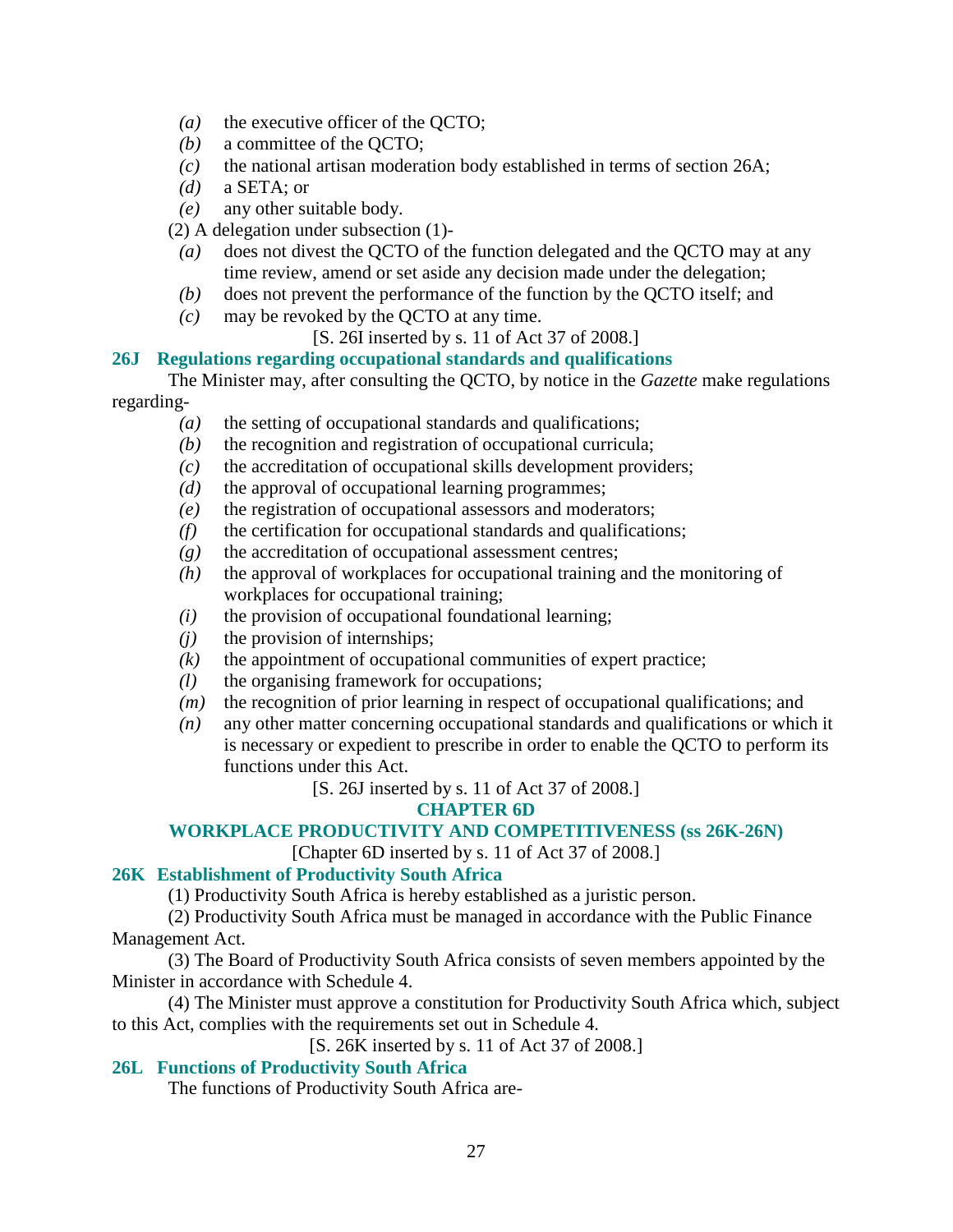*(a)* the executive officer of the QCTO;
*(b)* a committee of the QCTO;
*(c)* the national artisan moderation body established in terms of section 26A;
*(d)* a SETA; or
*(e)* any other suitable body.

(2) A delegation under subsection (1)-

*(a)* does not divest the QCTO of the function delegated and the QCTO may at any time review, amend or set aside any decision made under the delegation;
*(b)* does not prevent the performance of the function by the QCTO itself; and
*(c)* may be revoked by the QCTO at any time.

[S. 26I inserted by s. 11 of Act 37 of 2008.]

### 26J Regulations regarding occupational standards and qualifications

The Minister may, after consulting the QCTO, by notice in the *Gazette* make regulations regarding-

*(a)* the setting of occupational standards and qualifications;
*(b)* the recognition and registration of occupational curricula;
*(c)* the accreditation of occupational skills development providers;
*(d)* the approval of occupational learning programmes;
*(e)* the registration of occupational assessors and moderators;
*(f)* the certification for occupational standards and qualifications;
*(g)* the accreditation of occupational assessment centres;
*(h)* the approval of workplaces for occupational training and the monitoring of workplaces for occupational training;
*(i)* the provision of occupational foundational learning;
*(j)* the provision of internships;
*(k)* the appointment of occupational communities of expert practice;
*(l)* the organising framework for occupations;
*(m)* the recognition of prior learning in respect of occupational qualifications; and
*(n)* any other matter concerning occupational standards and qualifications or which it is necessary or expedient to prescribe in order to enable the QCTO to perform its functions under this Act.

[S. 26J inserted by s. 11 of Act 37 of 2008.]

## CHAPTER 6D

## WORKPLACE PRODUCTIVITY AND COMPETITIVENESS (ss 26K-26N)

[Chapter 6D inserted by s. 11 of Act 37 of 2008.]

### 26K Establishment of Productivity South Africa

(1) Productivity South Africa is hereby established as a juristic person.

(2) Productivity South Africa must be managed in accordance with the Public Finance Management Act.

(3) The Board of Productivity South Africa consists of seven members appointed by the Minister in accordance with Schedule 4.

(4) The Minister must approve a constitution for Productivity South Africa which, subject to this Act, complies with the requirements set out in Schedule 4.

[S. 26K inserted by s. 11 of Act 37 of 2008.]

### 26L Functions of Productivity South Africa

The functions of Productivity South Africa are-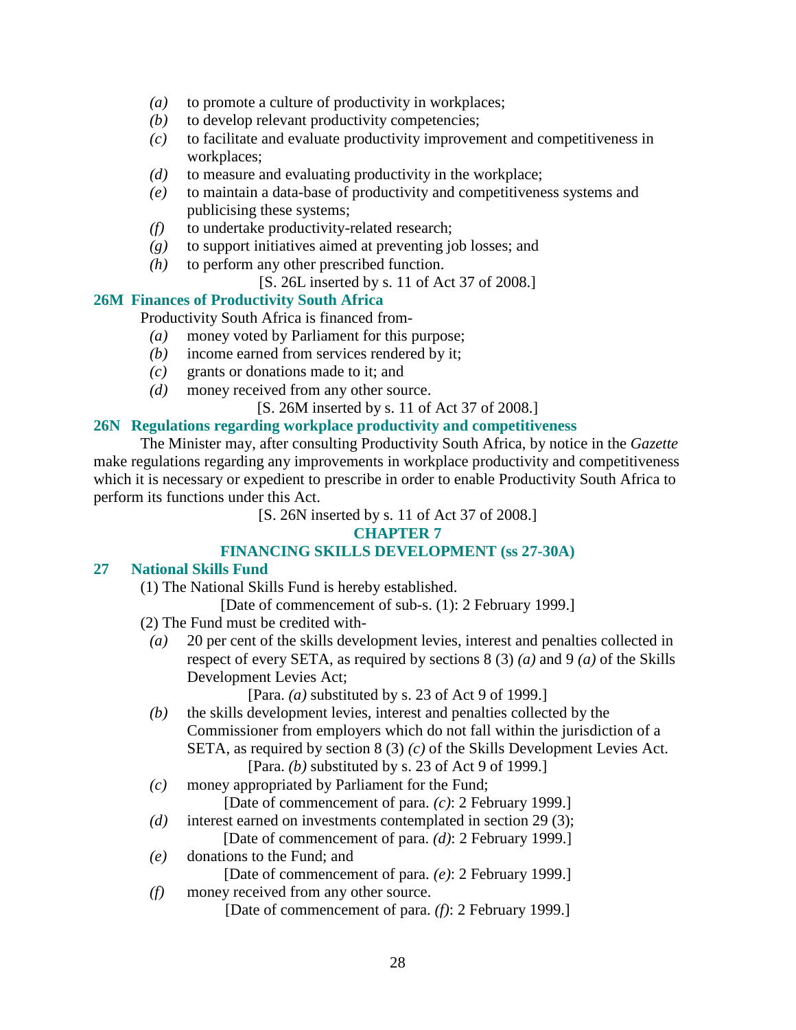*(a)* to promote a culture of productivity in workplaces;

*(b)* to develop relevant productivity competencies;

*(c)* to facilitate and evaluate productivity improvement and competitiveness in workplaces;

*(d)* to measure and evaluating productivity in the workplace;

*(e)* to maintain a data-base of productivity and competitiveness systems and publicising these systems;

*(f)* to undertake productivity-related research;

*(g)* to support initiatives aimed at preventing job losses; and

*(h)* to perform any other prescribed function.

[S. 26L inserted by s. 11 of Act 37 of 2008.]

### 26M Finances of Productivity South Africa

Productivity South Africa is financed from-

*(a)* money voted by Parliament for this purpose;

*(b)* income earned from services rendered by it;

*(c)* grants or donations made to it; and

*(d)* money received from any other source.

[S. 26M inserted by s. 11 of Act 37 of 2008.]

### 26N Regulations regarding workplace productivity and competitiveness

The Minister may, after consulting Productivity South Africa, by notice in the *Gazette* make regulations regarding any improvements in workplace productivity and competitiveness which it is necessary or expedient to prescribe in order to enable Productivity South Africa to perform its functions under this Act.

[S. 26N inserted by s. 11 of Act 37 of 2008.]

## CHAPTER 7

## FINANCING SKILLS DEVELOPMENT (ss 27-30A)

### 27 National Skills Fund

(1) The National Skills Fund is hereby established.

[Date of commencement of sub-s. (1): 2 February 1999.]

(2) The Fund must be credited with-

*(a)* 20 per cent of the skills development levies, interest and penalties collected in respect of every SETA, as required by sections 8 (3) *(a)* and 9 *(a)* of the Skills Development Levies Act;

[Para. *(a)* substituted by s. 23 of Act 9 of 1999.]

*(b)* the skills development levies, interest and penalties collected by the Commissioner from employers which do not fall within the jurisdiction of a SETA, as required by section 8 (3) *(c)* of the Skills Development Levies Act.

[Para. *(b)* substituted by s. 23 of Act 9 of 1999.]

*(c)* money appropriated by Parliament for the Fund;

[Date of commencement of para. *(c)*: 2 February 1999.]

*(d)* interest earned on investments contemplated in section 29 (3);

[Date of commencement of para. *(d)*: 2 February 1999.]

*(e)* donations to the Fund; and

[Date of commencement of para. *(e)*: 2 February 1999.]

*(f)* money received from any other source.

[Date of commencement of para. *(f)*: 2 February 1999.]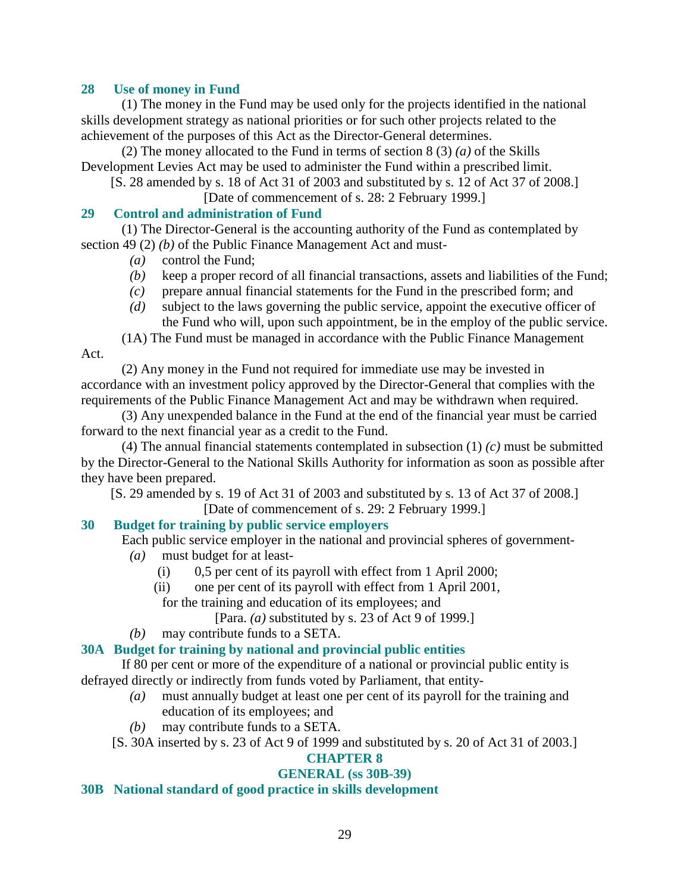### 28 Use of money in Fund

(1) The money in the Fund may be used only for the projects identified in the national skills development strategy as national priorities or for such other projects related to the achievement of the purposes of this Act as the Director-General determines.

(2) The money allocated to the Fund in terms of section 8 (3) *(a)* of the Skills Development Levies Act may be used to administer the Fund within a prescribed limit.

[S. 28 amended by s. 18 of Act 31 of 2003 and substituted by s. 12 of Act 37 of 2008.]

[Date of commencement of s. 28: 2 February 1999.]

### 29 Control and administration of Fund

(1) The Director-General is the accounting authority of the Fund as contemplated by section 49 (2) *(b)* of the Public Finance Management Act and must-

*(a)* control the Fund;

*(b)* keep a proper record of all financial transactions, assets and liabilities of the Fund;

*(c)* prepare annual financial statements for the Fund in the prescribed form; and

*(d)* subject to the laws governing the public service, appoint the executive officer of the Fund who will, upon such appointment, be in the employ of the public service.

(1A) The Fund must be managed in accordance with the Public Finance Management Act.

(2) Any money in the Fund not required for immediate use may be invested in accordance with an investment policy approved by the Director-General that complies with the requirements of the Public Finance Management Act and may be withdrawn when required.

(3) Any unexpended balance in the Fund at the end of the financial year must be carried forward to the next financial year as a credit to the Fund.

(4) The annual financial statements contemplated in subsection (1) *(c)* must be submitted by the Director-General to the National Skills Authority for information as soon as possible after they have been prepared.

[S. 29 amended by s. 19 of Act 31 of 2003 and substituted by s. 13 of Act 37 of 2008.]

[Date of commencement of s. 29: 2 February 1999.]

### 30 Budget for training by public service employers

Each public service employer in the national and provincial spheres of government-

*(a)* must budget for at least-

(i) 0,5 per cent of its payroll with effect from 1 April 2000;

(ii) one per cent of its payroll with effect from 1 April 2001,

for the training and education of its employees; and

[Para. *(a)* substituted by s. 23 of Act 9 of 1999.]

*(b)* may contribute funds to a SETA.

### 30A Budget for training by national and provincial public entities

If 80 per cent or more of the expenditure of a national or provincial public entity is defrayed directly or indirectly from funds voted by Parliament, that entity-

*(a)* must annually budget at least one per cent of its payroll for the training and education of its employees; and

*(b)* may contribute funds to a SETA.

[S. 30A inserted by s. 23 of Act 9 of 1999 and substituted by s. 20 of Act 31 of 2003.]

## CHAPTER 8
## GENERAL (ss 30B-39)

### 30B National standard of good practice in skills development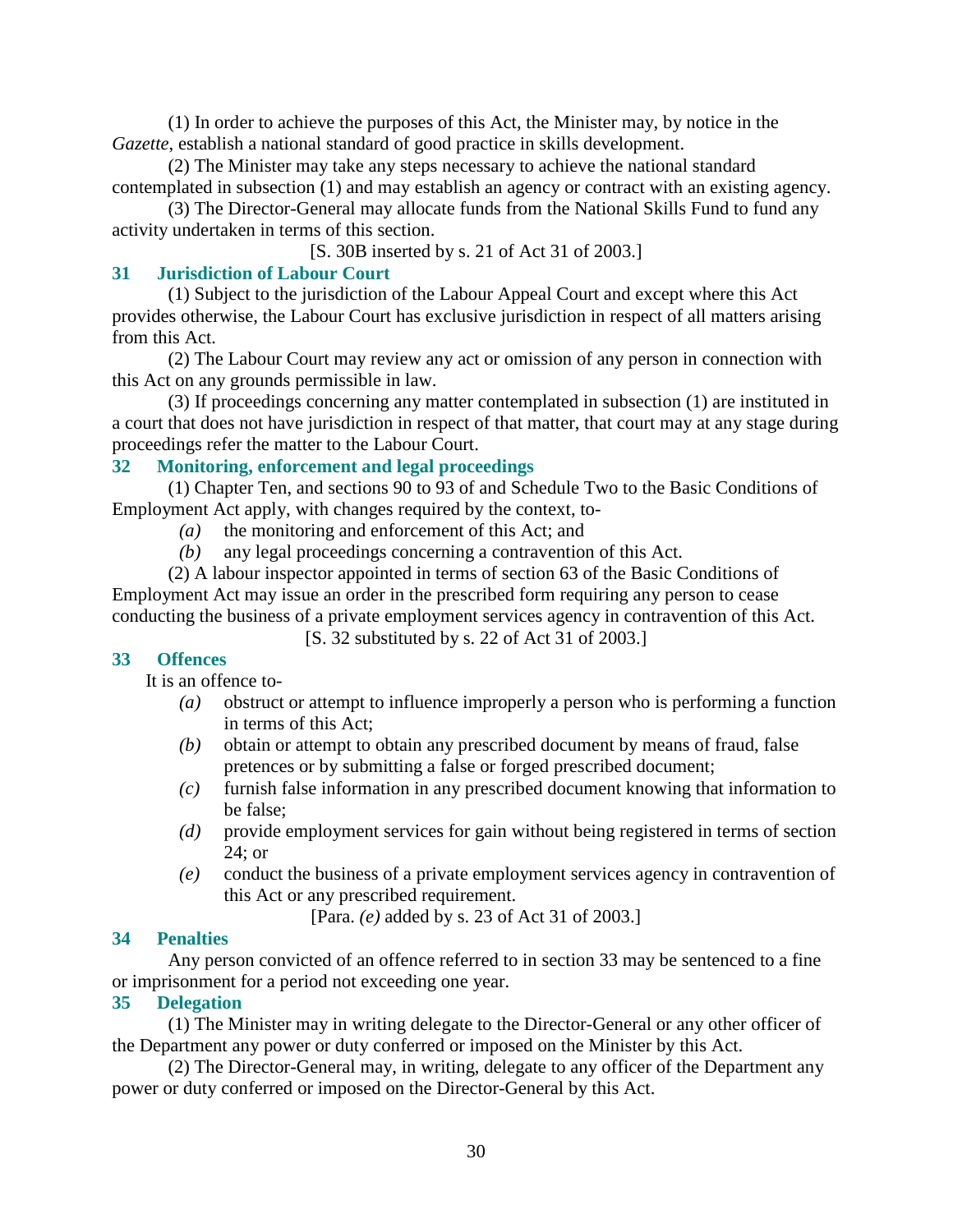(1) In order to achieve the purposes of this Act, the Minister may, by notice in the *Gazette*, establish a national standard of good practice in skills development.

(2) The Minister may take any steps necessary to achieve the national standard contemplated in subsection (1) and may establish an agency or contract with an existing agency.

(3) The Director-General may allocate funds from the National Skills Fund to fund any activity undertaken in terms of this section.

[S. 30B inserted by s. 21 of Act 31 of 2003.]

## 31 Jurisdiction of Labour Court

(1) Subject to the jurisdiction of the Labour Appeal Court and except where this Act provides otherwise, the Labour Court has exclusive jurisdiction in respect of all matters arising from this Act.

(2) The Labour Court may review any act or omission of any person in connection with this Act on any grounds permissible in law.

(3) If proceedings concerning any matter contemplated in subsection (1) are instituted in a court that does not have jurisdiction in respect of that matter, that court may at any stage during proceedings refer the matter to the Labour Court.

## 32 Monitoring, enforcement and legal proceedings

(1) Chapter Ten, and sections 90 to 93 of and Schedule Two to the Basic Conditions of Employment Act apply, with changes required by the context, to-

*(a)* the monitoring and enforcement of this Act; and

*(b)* any legal proceedings concerning a contravention of this Act.

(2) A labour inspector appointed in terms of section 63 of the Basic Conditions of Employment Act may issue an order in the prescribed form requiring any person to cease conducting the business of a private employment services agency in contravention of this Act.

[S. 32 substituted by s. 22 of Act 31 of 2003.]

## 33 Offences

It is an offence to-

*(a)* obstruct or attempt to influence improperly a person who is performing a function in terms of this Act;

*(b)* obtain or attempt to obtain any prescribed document by means of fraud, false pretences or by submitting a false or forged prescribed document;

*(c)* furnish false information in any prescribed document knowing that information to be false;

*(d)* provide employment services for gain without being registered in terms of section 24; or

*(e)* conduct the business of a private employment services agency in contravention of this Act or any prescribed requirement.

[Para. *(e)* added by s. 23 of Act 31 of 2003.]

## 34 Penalties

Any person convicted of an offence referred to in section 33 may be sentenced to a fine or imprisonment for a period not exceeding one year.

## 35 Delegation

(1) The Minister may in writing delegate to the Director-General or any other officer of the Department any power or duty conferred or imposed on the Minister by this Act.

(2) The Director-General may, in writing, delegate to any officer of the Department any power or duty conferred or imposed on the Director-General by this Act.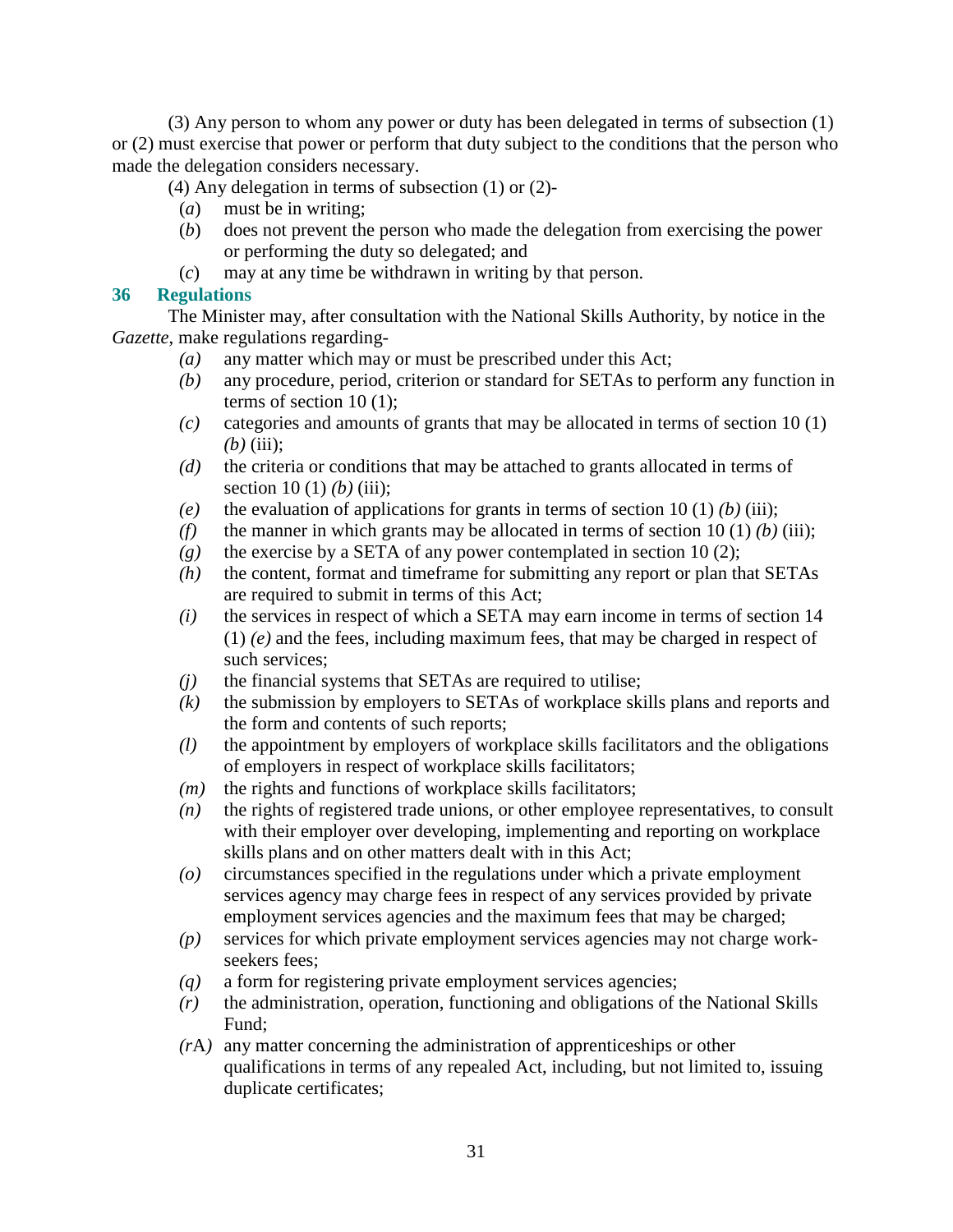(3) Any person to whom any power or duty has been delegated in terms of subsection (1) or (2) must exercise that power or perform that duty subject to the conditions that the person who made the delegation considers necessary.

(4) Any delegation in terms of subsection (1) or (2)-

(*a*) must be in writing;

(*b*) does not prevent the person who made the delegation from exercising the power or performing the duty so delegated; and

(*c*) may at any time be withdrawn in writing by that person.

### 36 Regulations

The Minister may, after consultation with the National Skills Authority, by notice in the *Gazette*, make regulations regarding-

*(a)* any matter which may or must be prescribed under this Act;

*(b)* any procedure, period, criterion or standard for SETAs to perform any function in terms of section 10 (1);

*(c)* categories and amounts of grants that may be allocated in terms of section 10 (1) *(b)* (iii);

*(d)* the criteria or conditions that may be attached to grants allocated in terms of section 10 (1) *(b)* (iii);

*(e)* the evaluation of applications for grants in terms of section 10 (1) *(b)* (iii);

*(f)* the manner in which grants may be allocated in terms of section 10 (1) *(b)* (iii);

*(g)* the exercise by a SETA of any power contemplated in section 10 (2);

*(h)* the content, format and timeframe for submitting any report or plan that SETAs are required to submit in terms of this Act;

*(i)* the services in respect of which a SETA may earn income in terms of section 14 (1) *(e)* and the fees, including maximum fees, that may be charged in respect of such services;

*(j)* the financial systems that SETAs are required to utilise;

*(k)* the submission by employers to SETAs of workplace skills plans and reports and the form and contents of such reports;

*(l)* the appointment by employers of workplace skills facilitators and the obligations of employers in respect of workplace skills facilitators;

*(m)* the rights and functions of workplace skills facilitators;

*(n)* the rights of registered trade unions, or other employee representatives, to consult with their employer over developing, implementing and reporting on workplace skills plans and on other matters dealt with in this Act;

*(o)* circumstances specified in the regulations under which a private employment services agency may charge fees in respect of any services provided by private employment services agencies and the maximum fees that may be charged;

*(p)* services for which private employment services agencies may not charge work-seekers fees;

*(q)* a form for registering private employment services agencies;

*(r)* the administration, operation, functioning and obligations of the National Skills Fund;

*(r*A*)* any matter concerning the administration of apprenticeships or other qualifications in terms of any repealed Act, including, but not limited to, issuing duplicate certificates;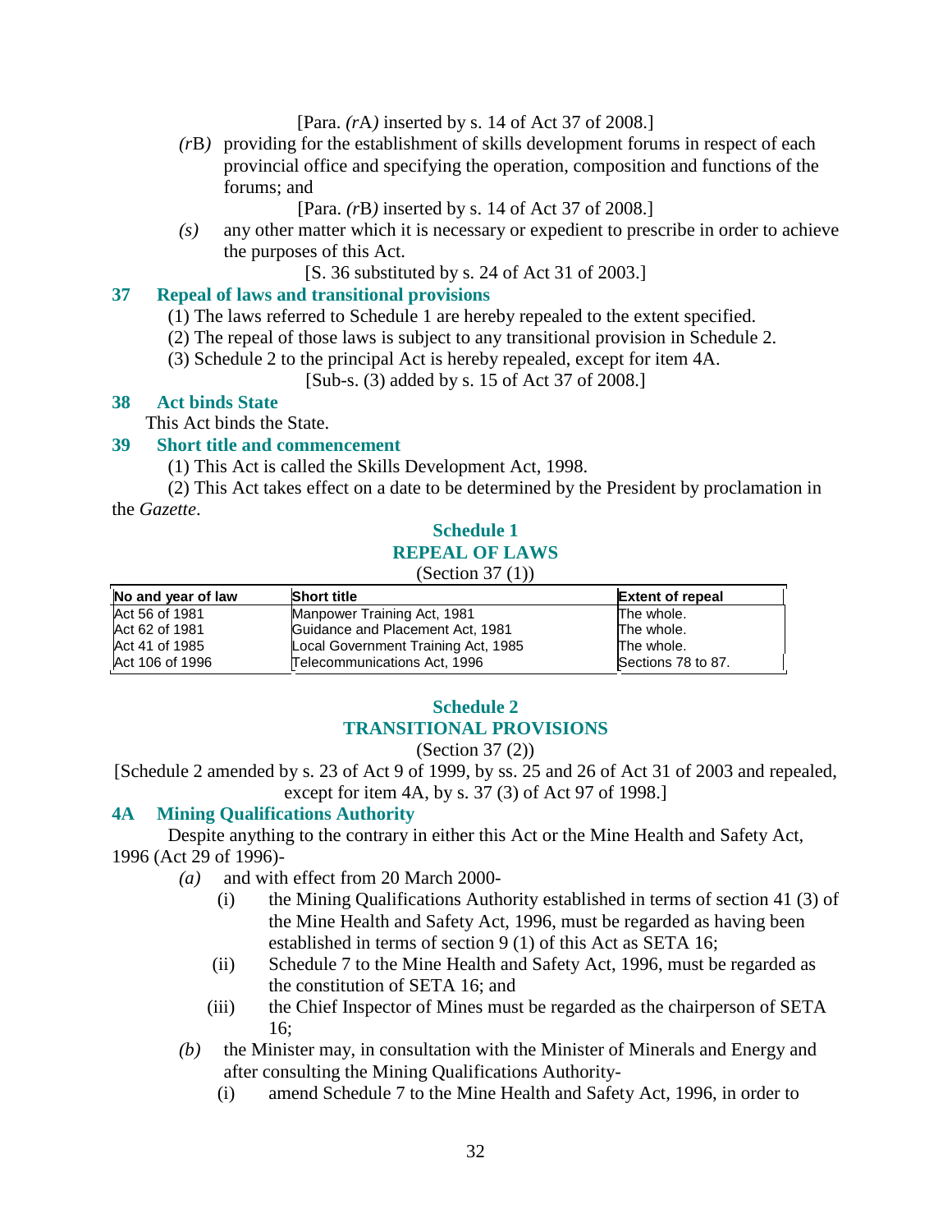[Para. *(r*A*)* inserted by s. 14 of Act 37 of 2008.]

*(r*B*)* providing for the establishment of skills development forums in respect of each provincial office and specifying the operation, composition and functions of the forums; and

[Para. *(r*B*)* inserted by s. 14 of Act 37 of 2008.]

*(s)* any other matter which it is necessary or expedient to prescribe in order to achieve the purposes of this Act.

[S. 36 substituted by s. 24 of Act 31 of 2003.]

## 37 Repeal of laws and transitional provisions

(1) The laws referred to Schedule 1 are hereby repealed to the extent specified.

(2) The repeal of those laws is subject to any transitional provision in Schedule 2.

(3) Schedule 2 to the principal Act is hereby repealed, except for item 4A.

[Sub-s. (3) added by s. 15 of Act 37 of 2008.]

## 38 Act binds State

This Act binds the State.

## 39 Short title and commencement

(1) This Act is called the Skills Development Act, 1998.

(2) This Act takes effect on a date to be determined by the President by proclamation in the *Gazette*.

## Schedule 1
## REPEAL OF LAWS

(Section 37 (1))

| No and year of law | Short title | Extent of repeal |
|---|---|---|
| Act 56 of 1981 | Manpower Training Act, 1981 | The whole. |
| Act 62 of 1981 | Guidance and Placement Act, 1981 | The whole. |
| Act 41 of 1985 | Local Government Training Act, 1985 | The whole. |
| Act 106 of 1996 | Telecommunications Act, 1996 | Sections 78 to 87. |

## Schedule 2
## TRANSITIONAL PROVISIONS

(Section 37 (2))

[Schedule 2 amended by s. 23 of Act 9 of 1999, by ss. 25 and 26 of Act 31 of 2003 and repealed, except for item 4A, by s. 37 (3) of Act 97 of 1998.]

## 4A Mining Qualifications Authority

Despite anything to the contrary in either this Act or the Mine Health and Safety Act, 1996 (Act 29 of 1996)-

*(a)* and with effect from 20 March 2000-

(i) the Mining Qualifications Authority established in terms of section 41 (3) of the Mine Health and Safety Act, 1996, must be regarded as having been established in terms of section 9 (1) of this Act as SETA 16;

(ii) Schedule 7 to the Mine Health and Safety Act, 1996, must be regarded as the constitution of SETA 16; and

(iii) the Chief Inspector of Mines must be regarded as the chairperson of SETA 16;

*(b)* the Minister may, in consultation with the Minister of Minerals and Energy and after consulting the Mining Qualifications Authority-

(i) amend Schedule 7 to the Mine Health and Safety Act, 1996, in order to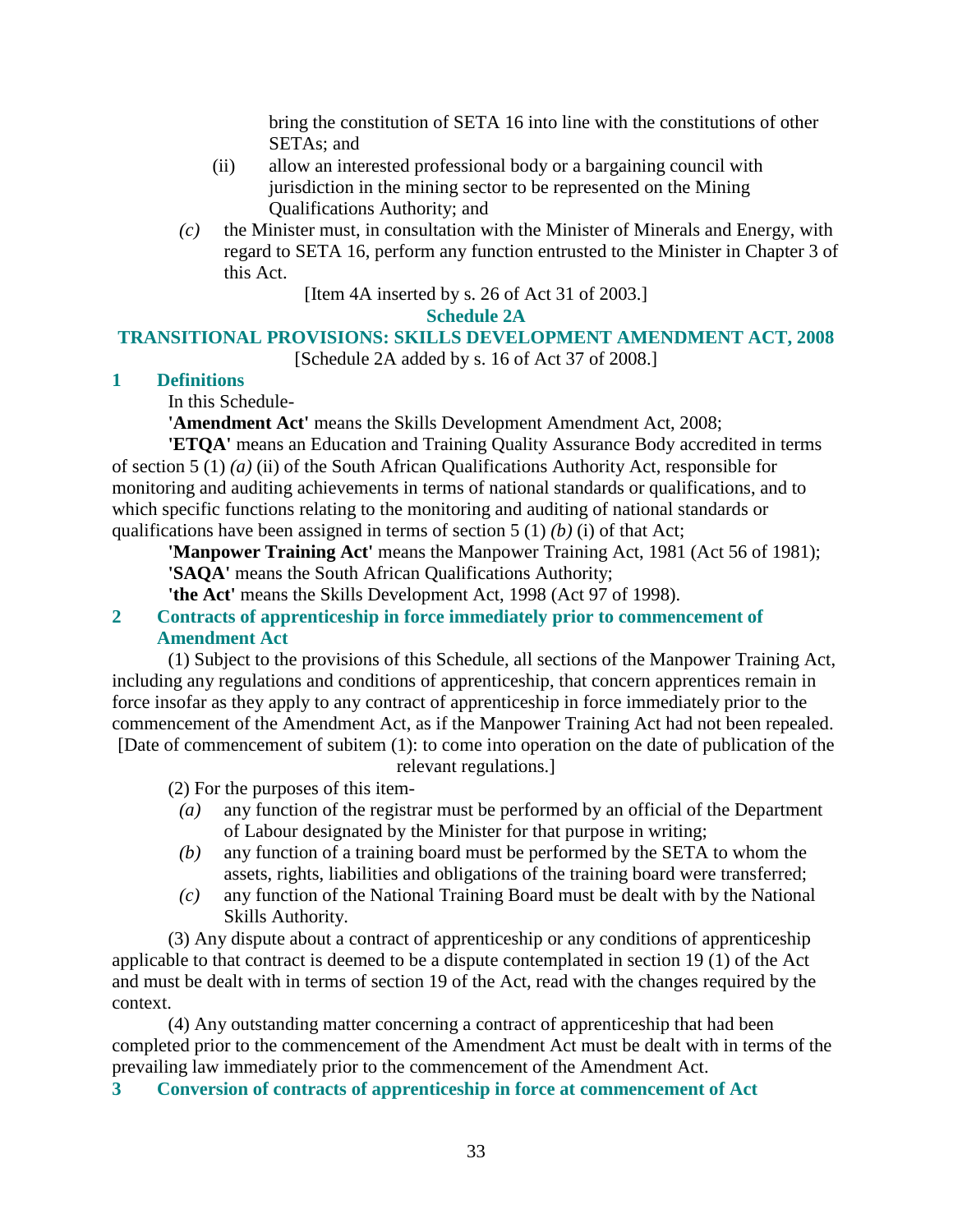bring the constitution of SETA 16 into line with the constitutions of other SETAs; and

(ii) allow an interested professional body or a bargaining council with jurisdiction in the mining sector to be represented on the Mining Qualifications Authority; and

*(c)* the Minister must, in consultation with the Minister of Minerals and Energy, with regard to SETA 16, perform any function entrusted to the Minister in Chapter 3 of this Act.

[Item 4A inserted by s. 26 of Act 31 of 2003.]

## Schedule 2A

## TRANSITIONAL PROVISIONS: SKILLS DEVELOPMENT AMENDMENT ACT, 2008

[Schedule 2A added by s. 16 of Act 37 of 2008.]

### 1 Definitions

In this Schedule-

**'Amendment Act'** means the Skills Development Amendment Act, 2008;

**'ETQA'** means an Education and Training Quality Assurance Body accredited in terms of section 5 (1) *(a)* (ii) of the South African Qualifications Authority Act, responsible for monitoring and auditing achievements in terms of national standards or qualifications, and to which specific functions relating to the monitoring and auditing of national standards or qualifications have been assigned in terms of section 5 (1) *(b)* (i) of that Act;

**'Manpower Training Act'** means the Manpower Training Act, 1981 (Act 56 of 1981);

**'SAQA'** means the South African Qualifications Authority;

**'the Act'** means the Skills Development Act, 1998 (Act 97 of 1998).

### 2 Contracts of apprenticeship in force immediately prior to commencement of Amendment Act

(1) Subject to the provisions of this Schedule, all sections of the Manpower Training Act, including any regulations and conditions of apprenticeship, that concern apprentices remain in force insofar as they apply to any contract of apprenticeship in force immediately prior to the commencement of the Amendment Act, as if the Manpower Training Act had not been repealed.

[Date of commencement of subitem (1): to come into operation on the date of publication of the relevant regulations.]

(2) For the purposes of this item-

*(a)* any function of the registrar must be performed by an official of the Department of Labour designated by the Minister for that purpose in writing;

*(b)* any function of a training board must be performed by the SETA to whom the assets, rights, liabilities and obligations of the training board were transferred;

*(c)* any function of the National Training Board must be dealt with by the National Skills Authority.

(3) Any dispute about a contract of apprenticeship or any conditions of apprenticeship applicable to that contract is deemed to be a dispute contemplated in section 19 (1) of the Act and must be dealt with in terms of section 19 of the Act, read with the changes required by the context.

(4) Any outstanding matter concerning a contract of apprenticeship that had been completed prior to the commencement of the Amendment Act must be dealt with in terms of the prevailing law immediately prior to the commencement of the Amendment Act.

### 3 Conversion of contracts of apprenticeship in force at commencement of Act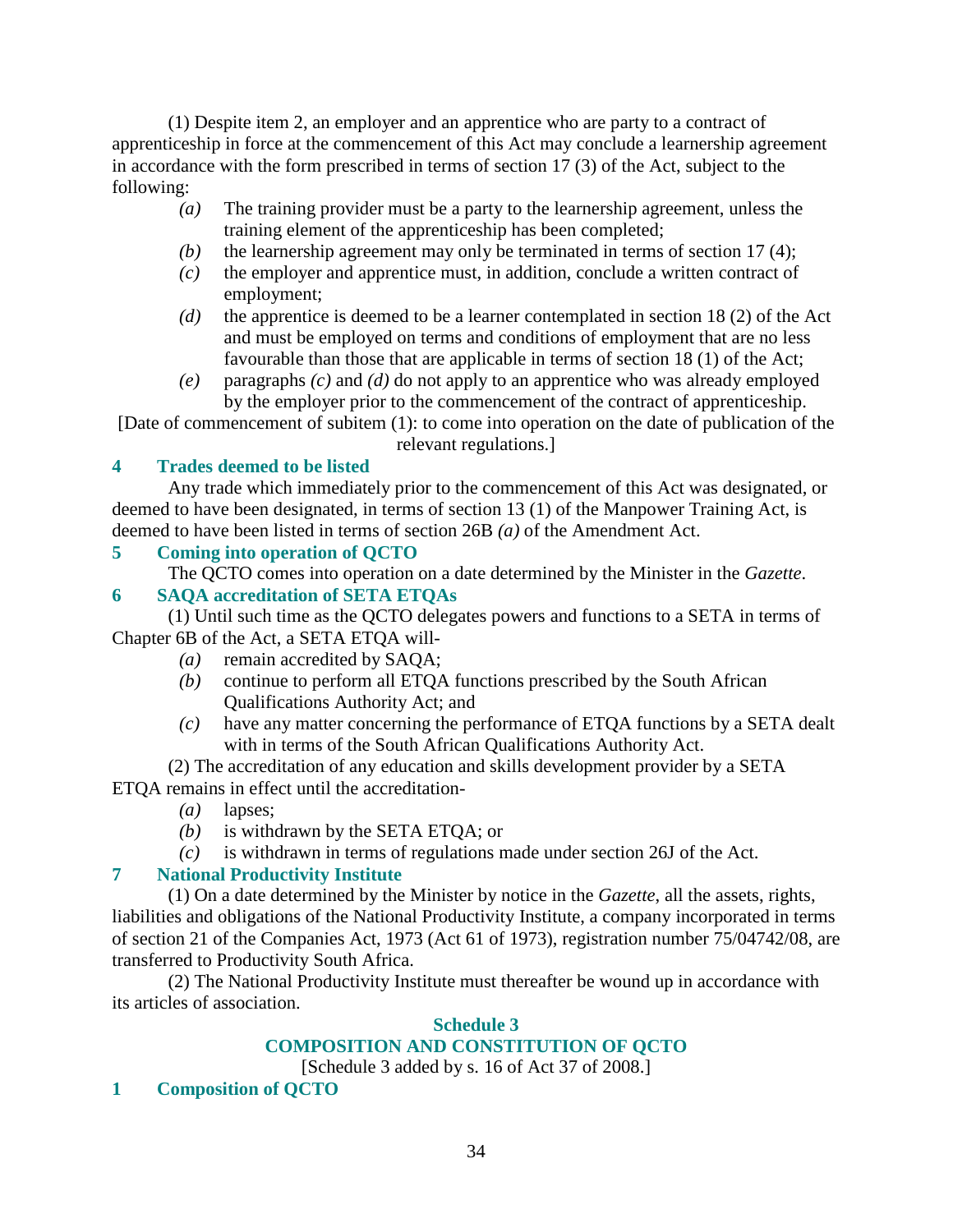(1) Despite item 2, an employer and an apprentice who are party to a contract of apprenticeship in force at the commencement of this Act may conclude a learnership agreement in accordance with the form prescribed in terms of section 17 (3) of the Act, subject to the following:

*(a)* The training provider must be a party to the learnership agreement, unless the training element of the apprenticeship has been completed;

*(b)* the learnership agreement may only be terminated in terms of section 17 (4);

*(c)* the employer and apprentice must, in addition, conclude a written contract of employment;

*(d)* the apprentice is deemed to be a learner contemplated in section 18 (2) of the Act and must be employed on terms and conditions of employment that are no less favourable than those that are applicable in terms of section 18 (1) of the Act;

*(e)* paragraphs *(c)* and *(d)* do not apply to an apprentice who was already employed by the employer prior to the commencement of the contract of apprenticeship.

[Date of commencement of subitem (1): to come into operation on the date of publication of the relevant regulations.]

### 4 Trades deemed to be listed

Any trade which immediately prior to the commencement of this Act was designated, or deemed to have been designated, in terms of section 13 (1) of the Manpower Training Act, is deemed to have been listed in terms of section 26B *(a)* of the Amendment Act.

### 5 Coming into operation of QCTO

The QCTO comes into operation on a date determined by the Minister in the *Gazette*.

### 6 SAQA accreditation of SETA ETQAs

(1) Until such time as the QCTO delegates powers and functions to a SETA in terms of Chapter 6B of the Act, a SETA ETQA will-

*(a)* remain accredited by SAQA;

*(b)* continue to perform all ETQA functions prescribed by the South African Qualifications Authority Act; and

*(c)* have any matter concerning the performance of ETQA functions by a SETA dealt with in terms of the South African Qualifications Authority Act.

(2) The accreditation of any education and skills development provider by a SETA ETQA remains in effect until the accreditation-

*(a)* lapses;

*(b)* is withdrawn by the SETA ETQA; or

*(c)* is withdrawn in terms of regulations made under section 26J of the Act.

### 7 National Productivity Institute

(1) On a date determined by the Minister by notice in the *Gazette*, all the assets, rights, liabilities and obligations of the National Productivity Institute, a company incorporated in terms of section 21 of the Companies Act, 1973 (Act 61 of 1973), registration number 75/04742/08, are transferred to Productivity South Africa.

(2) The National Productivity Institute must thereafter be wound up in accordance with its articles of association.

## Schedule 3
## COMPOSITION AND CONSTITUTION OF QCTO

[Schedule 3 added by s. 16 of Act 37 of 2008.]

### 1 Composition of QCTO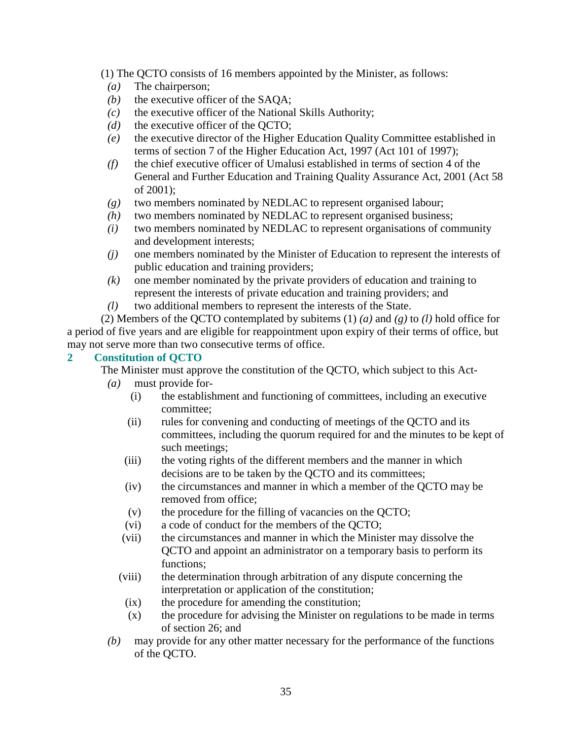(1) The QCTO consists of 16 members appointed by the Minister, as follows:

*(a)* The chairperson;

*(b)* the executive officer of the SAQA;

*(c)* the executive officer of the National Skills Authority;

*(d)* the executive officer of the QCTO;

*(e)* the executive director of the Higher Education Quality Committee established in terms of section 7 of the Higher Education Act, 1997 (Act 101 of 1997);

*(f)* the chief executive officer of Umalusi established in terms of section 4 of the General and Further Education and Training Quality Assurance Act, 2001 (Act 58 of 2001);

*(g)* two members nominated by NEDLAC to represent organised labour;

*(h)* two members nominated by NEDLAC to represent organised business;

*(i)* two members nominated by NEDLAC to represent organisations of community and development interests;

*(j)* one members nominated by the Minister of Education to represent the interests of public education and training providers;

*(k)* one member nominated by the private providers of education and training to represent the interests of private education and training providers; and

*(l)* two additional members to represent the interests of the State.

(2) Members of the QCTO contemplated by subitems (1) *(a)* and *(g)* to *(l)* hold office for a period of five years and are eligible for reappointment upon expiry of their terms of office, but may not serve more than two consecutive terms of office.

## 2 Constitution of QCTO

The Minister must approve the constitution of the QCTO, which subject to this Act-

*(a)* must provide for-

(i) the establishment and functioning of committees, including an executive committee;

(ii) rules for convening and conducting of meetings of the QCTO and its committees, including the quorum required for and the minutes to be kept of such meetings;

(iii) the voting rights of the different members and the manner in which decisions are to be taken by the QCTO and its committees;

(iv) the circumstances and manner in which a member of the QCTO may be removed from office;

(v) the procedure for the filling of vacancies on the QCTO;

(vi) a code of conduct for the members of the QCTO;

(vii) the circumstances and manner in which the Minister may dissolve the QCTO and appoint an administrator on a temporary basis to perform its functions;

(viii) the determination through arbitration of any dispute concerning the interpretation or application of the constitution;

(ix) the procedure for amending the constitution;

(x) the procedure for advising the Minister on regulations to be made in terms of section 26; and

*(b)* may provide for any other matter necessary for the performance of the functions of the QCTO.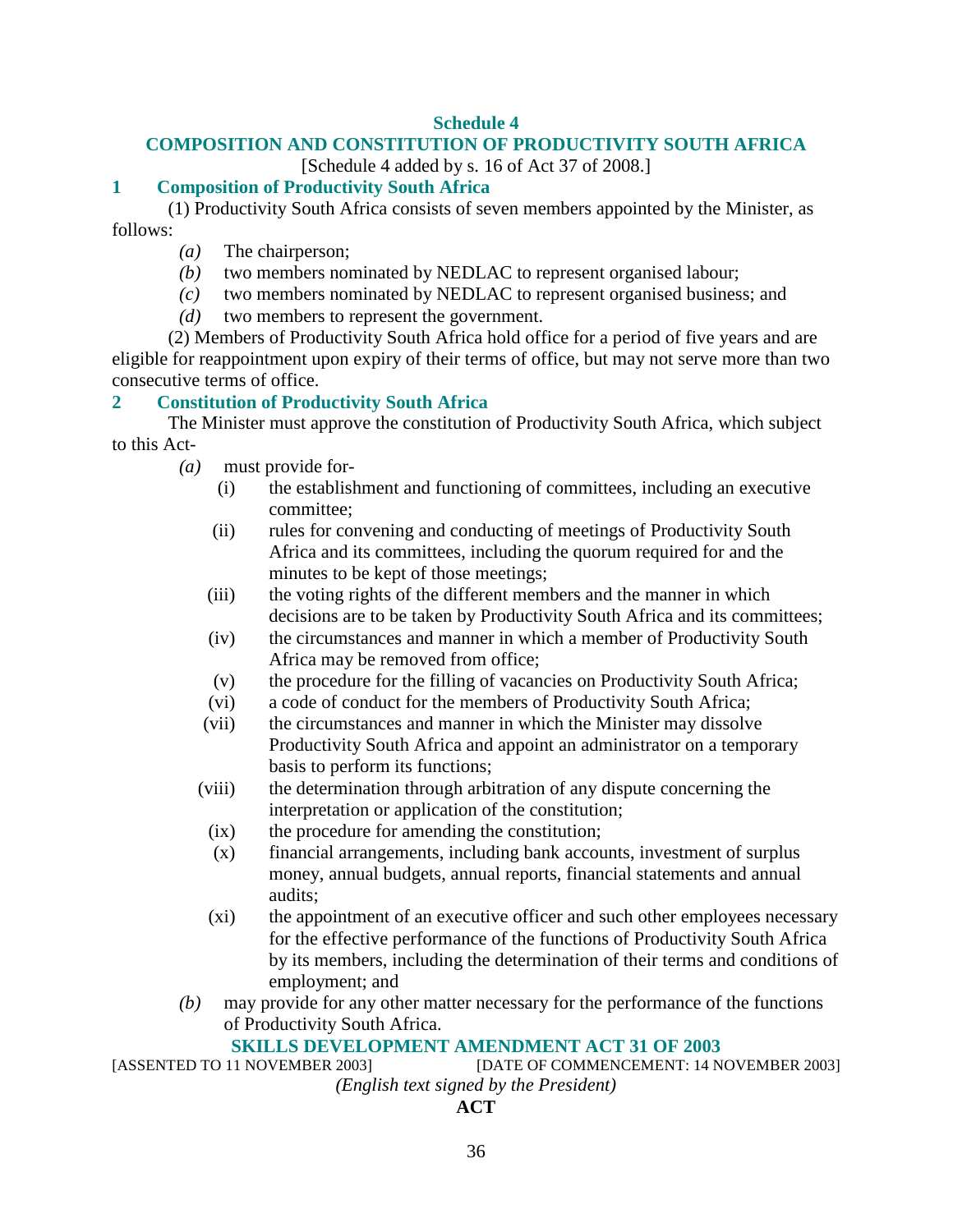## Schedule 4

## COMPOSITION AND CONSTITUTION OF PRODUCTIVITY SOUTH AFRICA

[Schedule 4 added by s. 16 of Act 37 of 2008.]

### 1 Composition of Productivity South Africa

(1) Productivity South Africa consists of seven members appointed by the Minister, as follows:

*(a)* The chairperson;

*(b)* two members nominated by NEDLAC to represent organised labour;

*(c)* two members nominated by NEDLAC to represent organised business; and

*(d)* two members to represent the government.

(2) Members of Productivity South Africa hold office for a period of five years and are eligible for reappointment upon expiry of their terms of office, but may not serve more than two consecutive terms of office.

### 2 Constitution of Productivity South Africa

The Minister must approve the constitution of Productivity South Africa, which subject to this Act-

*(a)* must provide for-

(i) the establishment and functioning of committees, including an executive committee;

(ii) rules for convening and conducting of meetings of Productivity South Africa and its committees, including the quorum required for and the minutes to be kept of those meetings;

(iii) the voting rights of the different members and the manner in which decisions are to be taken by Productivity South Africa and its committees;

(iv) the circumstances and manner in which a member of Productivity South Africa may be removed from office;

(v) the procedure for the filling of vacancies on Productivity South Africa;

(vi) a code of conduct for the members of Productivity South Africa;

(vii) the circumstances and manner in which the Minister may dissolve Productivity South Africa and appoint an administrator on a temporary basis to perform its functions;

(viii) the determination through arbitration of any dispute concerning the interpretation or application of the constitution;

(ix) the procedure for amending the constitution;

(x) financial arrangements, including bank accounts, investment of surplus money, annual budgets, annual reports, financial statements and annual audits;

(xi) the appointment of an executive officer and such other employees necessary for the effective performance of the functions of Productivity South Africa by its members, including the determination of their terms and conditions of employment; and

*(b)* may provide for any other matter necessary for the performance of the functions of Productivity South Africa.

## SKILLS DEVELOPMENT AMENDMENT ACT 31 OF 2003

[ASSENTED TO 11 NOVEMBER 2003] [DATE OF COMMENCEMENT: 14 NOVEMBER 2003]

*(English text signed by the President)*

**ACT**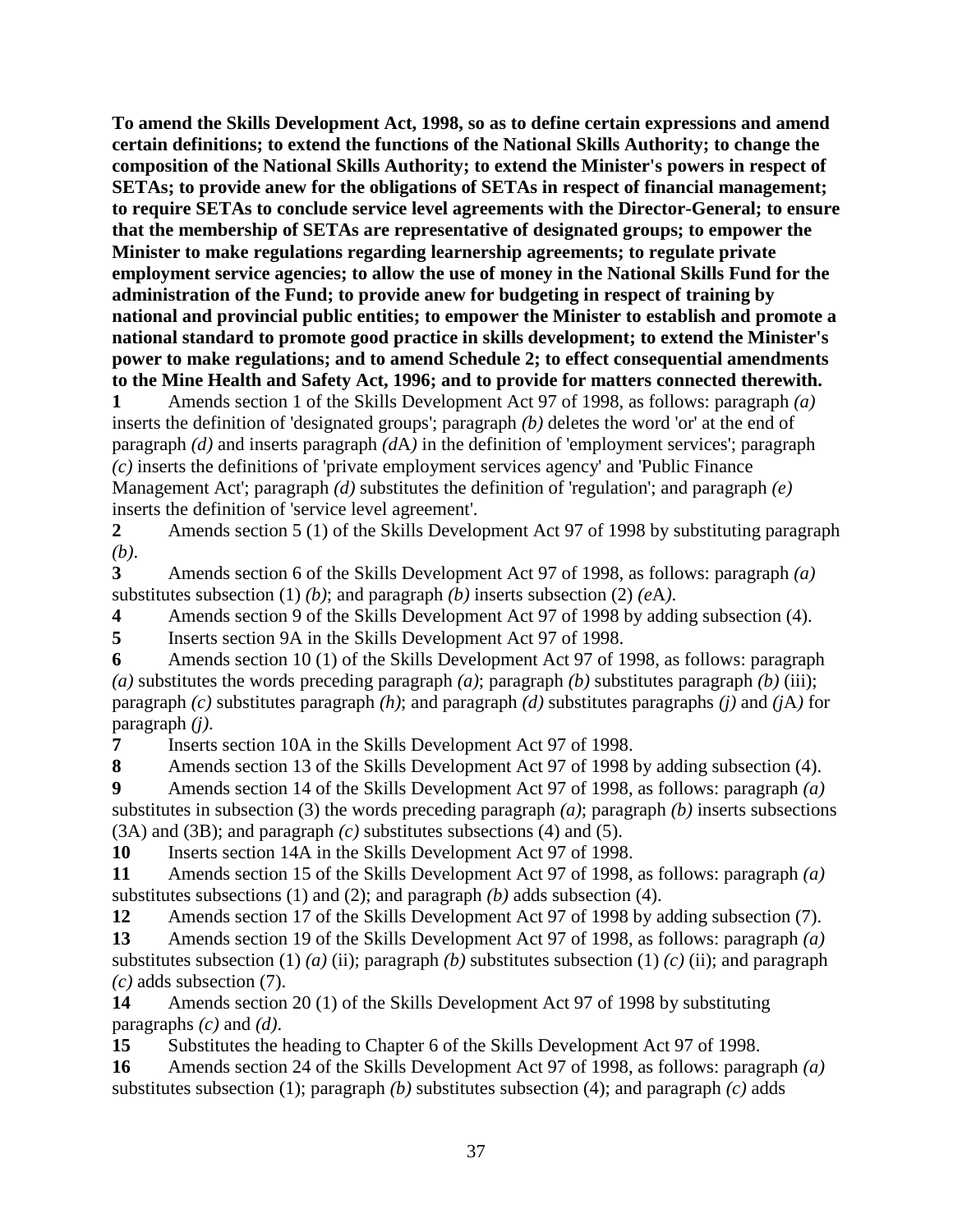**To amend the Skills Development Act, 1998, so as to define certain expressions and amend certain definitions; to extend the functions of the National Skills Authority; to change the composition of the National Skills Authority; to extend the Minister's powers in respect of SETAs; to provide anew for the obligations of SETAs in respect of financial management; to require SETAs to conclude service level agreements with the Director-General; to ensure that the membership of SETAs are representative of designated groups; to empower the Minister to make regulations regarding learnership agreements; to regulate private employment service agencies; to allow the use of money in the National Skills Fund for the administration of the Fund; to provide anew for budgeting in respect of training by national and provincial public entities; to empower the Minister to establish and promote a national standard to promote good practice in skills development; to extend the Minister's power to make regulations; and to amend Schedule 2; to effect consequential amendments to the Mine Health and Safety Act, 1996; and to provide for matters connected therewith.**

**1** Amends section 1 of the Skills Development Act 97 of 1998, as follows: paragraph *(a)* inserts the definition of 'designated groups'; paragraph *(b)* deletes the word 'or' at the end of paragraph *(d)* and inserts paragraph *(d*A*)* in the definition of 'employment services'; paragraph *(c)* inserts the definitions of 'private employment services agency' and 'Public Finance Management Act'; paragraph *(d)* substitutes the definition of 'regulation'; and paragraph *(e)* inserts the definition of 'service level agreement'.

**2** Amends section 5 (1) of the Skills Development Act 97 of 1998 by substituting paragraph *(b)*.

**3** Amends section 6 of the Skills Development Act 97 of 1998, as follows: paragraph *(a)* substitutes subsection (1) *(b)*; and paragraph *(b)* inserts subsection (2) *(e*A*)*.

**4** Amends section 9 of the Skills Development Act 97 of 1998 by adding subsection (4).

**5** Inserts section 9A in the Skills Development Act 97 of 1998.

**6** Amends section 10 (1) of the Skills Development Act 97 of 1998, as follows: paragraph *(a)* substitutes the words preceding paragraph *(a)*; paragraph *(b)* substitutes paragraph *(b)* (iii); paragraph *(c)* substitutes paragraph *(h)*; and paragraph *(d)* substitutes paragraphs *(j)* and *(j*A*)* for paragraph *(j)*.

**7** Inserts section 10A in the Skills Development Act 97 of 1998.

**8** Amends section 13 of the Skills Development Act 97 of 1998 by adding subsection (4).

**9** Amends section 14 of the Skills Development Act 97 of 1998, as follows: paragraph *(a)* substitutes in subsection (3) the words preceding paragraph *(a)*; paragraph *(b)* inserts subsections (3A) and (3B); and paragraph *(c)* substitutes subsections (4) and (5).

**10** Inserts section 14A in the Skills Development Act 97 of 1998.

**11** Amends section 15 of the Skills Development Act 97 of 1998, as follows: paragraph *(a)* substitutes subsections (1) and (2); and paragraph *(b)* adds subsection (4).

**12** Amends section 17 of the Skills Development Act 97 of 1998 by adding subsection (7).

**13** Amends section 19 of the Skills Development Act 97 of 1998, as follows: paragraph *(a)* substitutes subsection (1) *(a)* (ii); paragraph *(b)* substitutes subsection (1) *(c)* (ii); and paragraph *(c)* adds subsection (7).

**14** Amends section 20 (1) of the Skills Development Act 97 of 1998 by substituting paragraphs *(c)* and *(d)*.

**15** Substitutes the heading to Chapter 6 of the Skills Development Act 97 of 1998.

**16** Amends section 24 of the Skills Development Act 97 of 1998, as follows: paragraph *(a)* substitutes subsection (1); paragraph *(b)* substitutes subsection (4); and paragraph *(c)* adds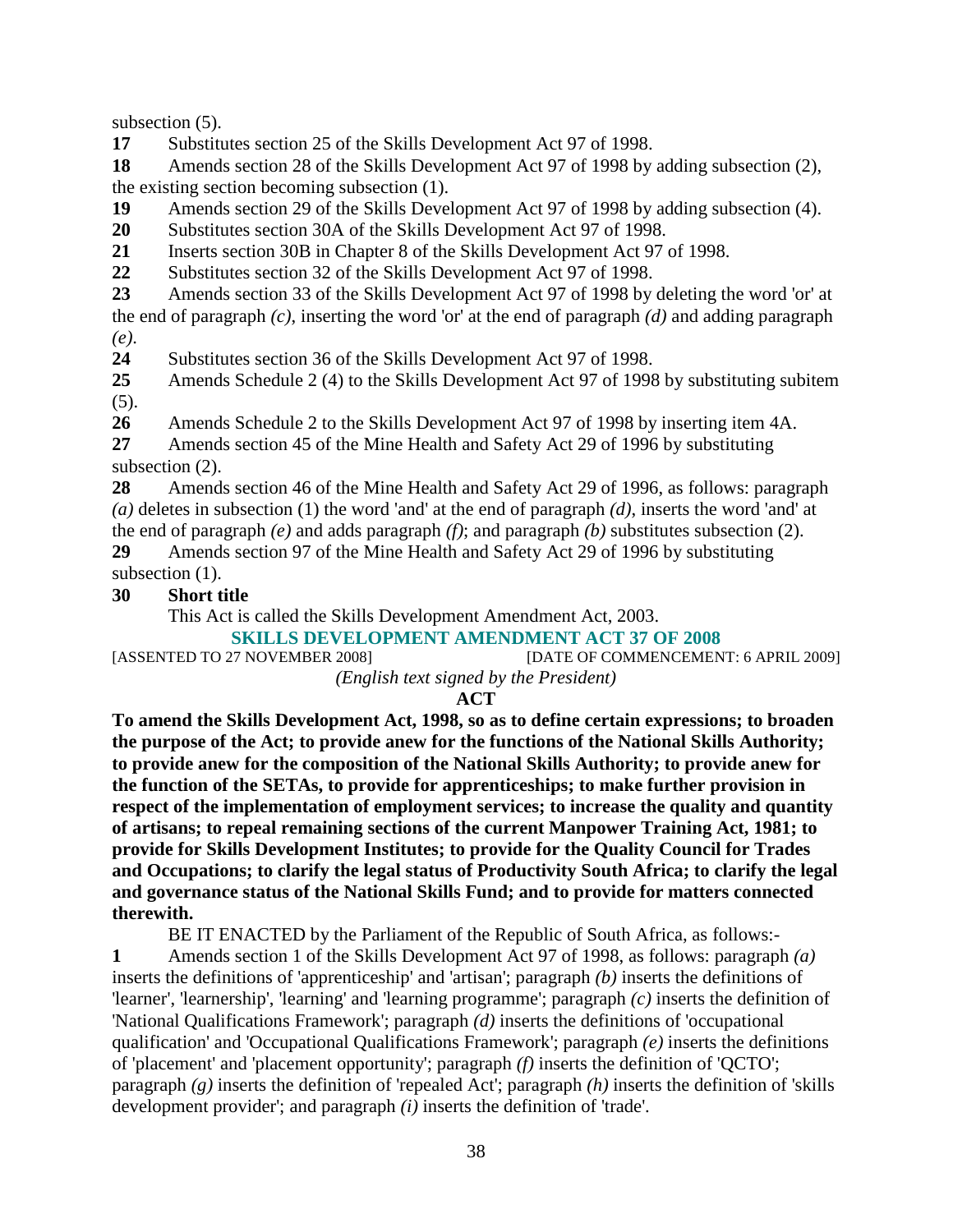subsection (5).

**17** Substitutes section 25 of the Skills Development Act 97 of 1998.

**18** Amends section 28 of the Skills Development Act 97 of 1998 by adding subsection (2), the existing section becoming subsection (1).

**19** Amends section 29 of the Skills Development Act 97 of 1998 by adding subsection (4).

**20** Substitutes section 30A of the Skills Development Act 97 of 1998.

**21** Inserts section 30B in Chapter 8 of the Skills Development Act 97 of 1998.

**22** Substitutes section 32 of the Skills Development Act 97 of 1998.

**23** Amends section 33 of the Skills Development Act 97 of 1998 by deleting the word 'or' at the end of paragraph *(c)*, inserting the word 'or' at the end of paragraph *(d)* and adding paragraph *(e)*.

**24** Substitutes section 36 of the Skills Development Act 97 of 1998.

**25** Amends Schedule 2 (4) to the Skills Development Act 97 of 1998 by substituting subitem (5).

**26** Amends Schedule 2 to the Skills Development Act 97 of 1998 by inserting item 4A.

**27** Amends section 45 of the Mine Health and Safety Act 29 of 1996 by substituting subsection (2).

**28** Amends section 46 of the Mine Health and Safety Act 29 of 1996, as follows: paragraph *(a)* deletes in subsection (1) the word 'and' at the end of paragraph *(d)*, inserts the word 'and' at the end of paragraph *(e)* and adds paragraph *(f)*; and paragraph *(b)* substitutes subsection (2).

**29** Amends section 97 of the Mine Health and Safety Act 29 of 1996 by substituting subsection (1).

**30 Short title**

This Act is called the Skills Development Amendment Act, 2003.

## SKILLS DEVELOPMENT AMENDMENT ACT 37 OF 2008

[ASSENTED TO 27 NOVEMBER 2008] [DATE OF COMMENCEMENT: 6 APRIL 2009]

*(English text signed by the President)*

**ACT**

**To amend the Skills Development Act, 1998, so as to define certain expressions; to broaden the purpose of the Act; to provide anew for the functions of the National Skills Authority; to provide anew for the composition of the National Skills Authority; to provide anew for the function of the SETAs, to provide for apprenticeships; to make further provision in respect of the implementation of employment services; to increase the quality and quantity of artisans; to repeal remaining sections of the current Manpower Training Act, 1981; to provide for Skills Development Institutes; to provide for the Quality Council for Trades and Occupations; to clarify the legal status of Productivity South Africa; to clarify the legal and governance status of the National Skills Fund; and to provide for matters connected therewith.**

BE IT ENACTED by the Parliament of the Republic of South Africa, as follows:-

**1** Amends section 1 of the Skills Development Act 97 of 1998, as follows: paragraph *(a)* inserts the definitions of 'apprenticeship' and 'artisan'; paragraph *(b)* inserts the definitions of 'learner', 'learnership', 'learning' and 'learning programme'; paragraph *(c)* inserts the definition of 'National Qualifications Framework'; paragraph *(d)* inserts the definitions of 'occupational qualification' and 'Occupational Qualifications Framework'; paragraph *(e)* inserts the definitions of 'placement' and 'placement opportunity'; paragraph *(f)* inserts the definition of 'QCTO'; paragraph *(g)* inserts the definition of 'repealed Act'; paragraph *(h)* inserts the definition of 'skills development provider'; and paragraph *(i)* inserts the definition of 'trade'.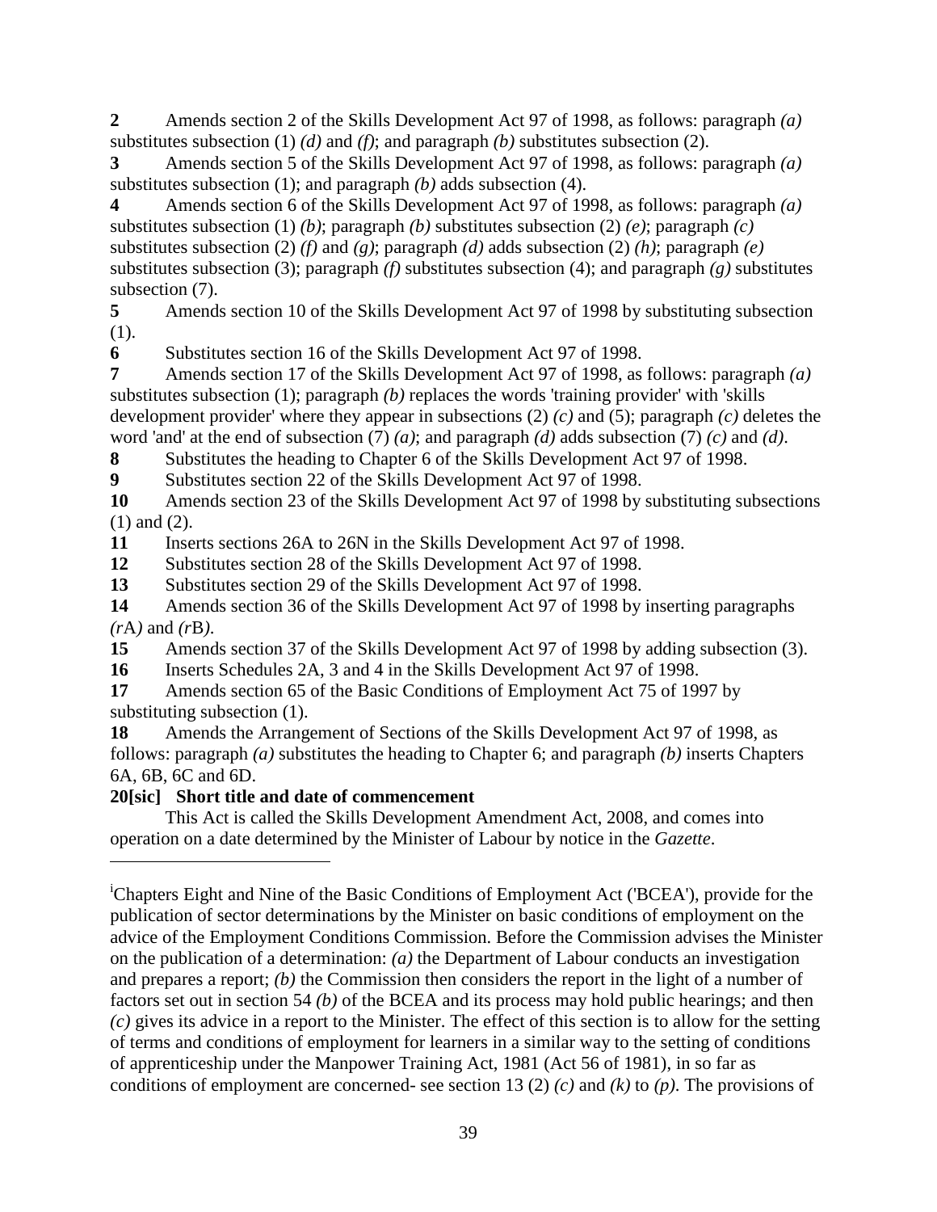**2** Amends section 2 of the Skills Development Act 97 of 1998, as follows: paragraph *(a)* substitutes subsection (1) *(d)* and *(f)*; and paragraph *(b)* substitutes subsection (2).

**3** Amends section 5 of the Skills Development Act 97 of 1998, as follows: paragraph *(a)* substitutes subsection (1); and paragraph *(b)* adds subsection (4).

**4** Amends section 6 of the Skills Development Act 97 of 1998, as follows: paragraph *(a)* substitutes subsection (1) *(b)*; paragraph *(b)* substitutes subsection (2) *(e)*; paragraph *(c)* substitutes subsection (2) *(f)* and *(g)*; paragraph *(d)* adds subsection (2) *(h)*; paragraph *(e)* substitutes subsection (3); paragraph *(f)* substitutes subsection (4); and paragraph *(g)* substitutes subsection (7).

**5** Amends section 10 of the Skills Development Act 97 of 1998 by substituting subsection (1).

**6** Substitutes section 16 of the Skills Development Act 97 of 1998.

**7** Amends section 17 of the Skills Development Act 97 of 1998, as follows: paragraph *(a)* substitutes subsection (1); paragraph *(b)* replaces the words 'training provider' with 'skills development provider' where they appear in subsections (2) *(c)* and (5); paragraph *(c)* deletes the word 'and' at the end of subsection (7) *(a)*; and paragraph *(d)* adds subsection (7) *(c)* and *(d)*.

**8** Substitutes the heading to Chapter 6 of the Skills Development Act 97 of 1998.

**9** Substitutes section 22 of the Skills Development Act 97 of 1998.

**10** Amends section 23 of the Skills Development Act 97 of 1998 by substituting subsections (1) and (2).

**11** Inserts sections 26A to 26N in the Skills Development Act 97 of 1998.

**12** Substitutes section 28 of the Skills Development Act 97 of 1998.

**13** Substitutes section 29 of the Skills Development Act 97 of 1998.

**14** Amends section 36 of the Skills Development Act 97 of 1998 by inserting paragraphs *(r*A*)* and *(r*B*)*.

**15** Amends section 37 of the Skills Development Act 97 of 1998 by adding subsection (3).

**16** Inserts Schedules 2A, 3 and 4 in the Skills Development Act 97 of 1998.

**17** Amends section 65 of the Basic Conditions of Employment Act 75 of 1997 by substituting subsection (1).

**18** Amends the Arrangement of Sections of the Skills Development Act 97 of 1998, as follows: paragraph *(a)* substitutes the heading to Chapter 6; and paragraph *(b)* inserts Chapters 6A, 6B, 6C and 6D.

**20[sic] Short title and date of commencement**

This Act is called the Skills Development Amendment Act, 2008, and comes into operation on a date determined by the Minister of Labour by notice in the *Gazette*.

---

[i]Chapters Eight and Nine of the Basic Conditions of Employment Act ('BCEA'), provide for the publication of sector determinations by the Minister on basic conditions of employment on the advice of the Employment Conditions Commission. Before the Commission advises the Minister on the publication of a determination: *(a)* the Department of Labour conducts an investigation and prepares a report; *(b)* the Commission then considers the report in the light of a number of factors set out in section 54 *(b)* of the BCEA and its process may hold public hearings; and then *(c)* gives its advice in a report to the Minister. The effect of this section is to allow for the setting of terms and conditions of employment for learners in a similar way to the setting of conditions of apprenticeship under the Manpower Training Act, 1981 (Act 56 of 1981), in so far as conditions of employment are concerned- see section 13 (2) *(c)* and *(k)* to *(p)*. The provisions of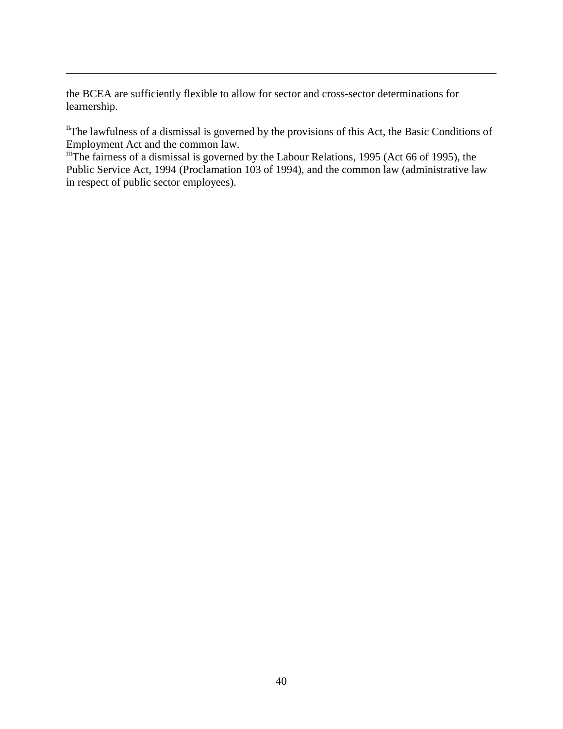the BCEA are sufficiently flexible to allow for sector and cross-sector determinations for learnership.

[ii]The lawfulness of a dismissal is governed by the provisions of this Act, the Basic Conditions of Employment Act and the common law.
[iii]The fairness of a dismissal is governed by the Labour Relations, 1995 (Act 66 of 1995), the Public Service Act, 1994 (Proclamation 103 of 1994), and the common law (administrative law in respect of public sector employees).